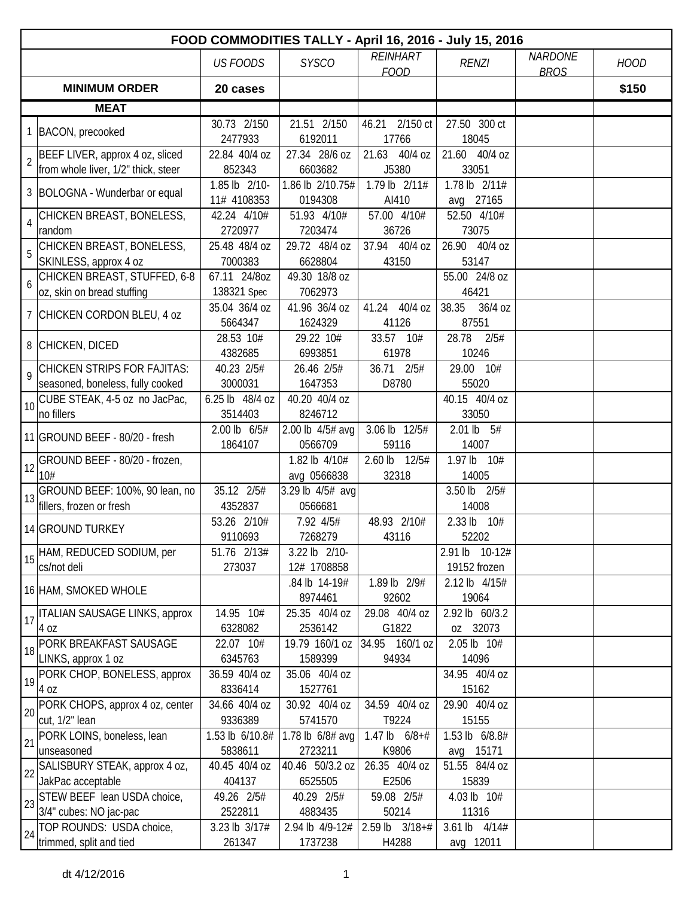# FOOD COMMODITIES TALLY - April 16, 2016 - July 15, 2016

| | | US FOODS | SYSCO | REINHART FOOD | RENZI | NARDONE BROS | HOOD |
|---|---|---|---|---|---|---|---|
| | **MINIMUM ORDER** | **20 cases** | | | | | **$150** |
| | **MEAT** | | | | | | |
| 1 | BACON, precooked | 30.73 2/150 2477933 | 21.51 2/150 6192011 | 46.21 2/150 ct 17766 | 27.50 300 ct 18045 | | |
| 2 | BEEF LIVER, approx 4 oz, sliced from whole liver, 1/2" thick, steer | 22.84 40/4 oz 852343 | 27.34 28/6 oz 6603682 | 21.63 40/4 oz J5380 | 21.60 40/4 oz 33051 | | |
| 3 | BOLOGNA - Wunderbar or equal | 1.85 lb 2/10-11# 4108353 | 1.86 lb 2/10.75# 0194308 | 1.79 lb 2/11# AI410 | 1.78 lb 2/11# avg 27165 | | |
| 4 | CHICKEN BREAST, BONELESS, random | 42.24 4/10# 2720977 | 51.93 4/10# 7203474 | 57.00 4/10# 36726 | 52.50 4/10# 73075 | | |
| 5 | CHICKEN BREAST, BONELESS, SKINLESS, approx 4 oz | 25.48 48/4 oz 7000383 | 29.72 48/4 oz 6628804 | 37.94 40/4 oz 43150 | 26.90 40/4 oz 53147 | | |
| 6 | CHICKEN BREAST, STUFFED, 6-8 oz, skin on bread stuffing | 67.11 24/8oz 138321 Spec | 49.30 18/8 oz 7062973 | | 55.00 24/8 oz 46421 | | |
| 7 | CHICKEN CORDON BLEU, 4 oz | 35.04 36/4 oz 5664347 | 41.96 36/4 oz 1624329 | 41.24 40/4 oz 41126 | 38.35 36/4 oz 87551 | | |
| 8 | CHICKEN, DICED | 28.53 10# 4382685 | 29.22 10# 6993851 | 33.57 10# 61978 | 28.78 2/5# 10246 | | |
| 9 | CHICKEN STRIPS FOR FAJITAS: seasoned, boneless, fully cooked | 40.23 2/5# 3000031 | 26.46 2/5# 1647353 | 36.71 2/5# D8780 | 29.00 10# 55020 | | |
| 10 | CUBE STEAK, 4-5 oz no JacPac, no fillers | 6.25 lb 48/4 oz 3514403 | 40.20 40/4 oz 8246712 | | 40.15 40/4 oz 33050 | | |
| 11 | GROUND BEEF - 80/20 - fresh | 2.00 lb 6/5# 1864107 | 2.00 lb 4/5# avg 0566709 | 3.06 lb 12/5# 59116 | 2.01 lb 5# 14007 | | |
| 12 | GROUND BEEF - 80/20 - frozen, 10# | | 1.82 lb 4/10# avg 0566838 | 2.60 lb 12/5# 32318 | 1.97 lb 10# 14005 | | |
| 13 | GROUND BEEF: 100%, 90 lean, no fillers, frozen or fresh | 35.12 2/5# 4352837 | 3.29 lb 4/5# avg 0566681 | | 3.50 lb 2/5# 14008 | | |
| 14 | GROUND TURKEY | 53.26 2/10# 9110693 | 7.92 4/5# 7268279 | 48.93 2/10# 43116 | 2.33 lb 10# 52202 | | |
| 15 | HAM, REDUCED SODIUM, per cs/not deli | 51.76 2/13# 273037 | 3.22 lb 2/10-12# 1708858 | | 2.91 lb 10-12# 19152 frozen | | |
| 16 | HAM, SMOKED WHOLE | | .84 lb 14-19# 8974461 | 1.89 lb 2/9# 92602 | 2.12 lb 4/15# 19064 | | |
| 17 | ITALIAN SAUSAGE LINKS, approx 4 oz | 14.95 10# 6328082 | 25.35 40/4 oz 2536142 | 29.08 40/4 oz G1822 | 2.92 lb 60/3.2 oz 32073 | | |
| 18 | PORK BREAKFAST SAUSAGE LINKS, approx 1 oz | 22.07 10# 6345763 | 19.79 160/1 oz 1589399 | 34.95 160/1 oz 94934 | 2.05 lb 10# 14096 | | |
| 19 | PORK CHOP, BONELESS, approx 4 oz | 36.59 40/4 oz 8336414 | 35.06 40/4 oz 1527761 | | 34.95 40/4 oz 15162 | | |
| 20 | PORK CHOPS, approx 4 oz, center cut, 1/2" lean | 34.66 40/4 oz 9336389 | 30.92 40/4 oz 5741570 | 34.59 40/4 oz T9224 | 29.90 40/4 oz 15155 | | |
| 21 | PORK LOINS, boneless, lean unseasoned | 1.53 lb 6/10.8# 5838611 | 1.78 lb 6/8# avg 2723211 | 1.47 lb 6/8+# K9806 | 1.53 lb 6/8.8# avg 15171 | | |
| 22 | SALISBURY STEAK, approx 4 oz, JakPac acceptable | 40.45 40/4 oz 404137 | 40.46 50/3.2 oz 6525505 | 26.35 40/4 oz E2506 | 51.55 84/4 oz 15839 | | |
| 23 | STEW BEEF lean USDA choice, 3/4" cubes: NO jac-pac | 49.26 2/5# 2522811 | 40.29 2/5# 4883435 | 59.08 2/5# 50214 | 4.03 lb 10# 11316 | | |
| 24 | TOP ROUNDS: USDA choice, trimmed, split and tied | 3.23 lb 3/17# 261347 | 2.94 lb 4/9-12# 1737238 | 2.59 lb 3/18+# H4288 | 3.61 lb 4/14# avg 12011 | | |

dt 4/12/2016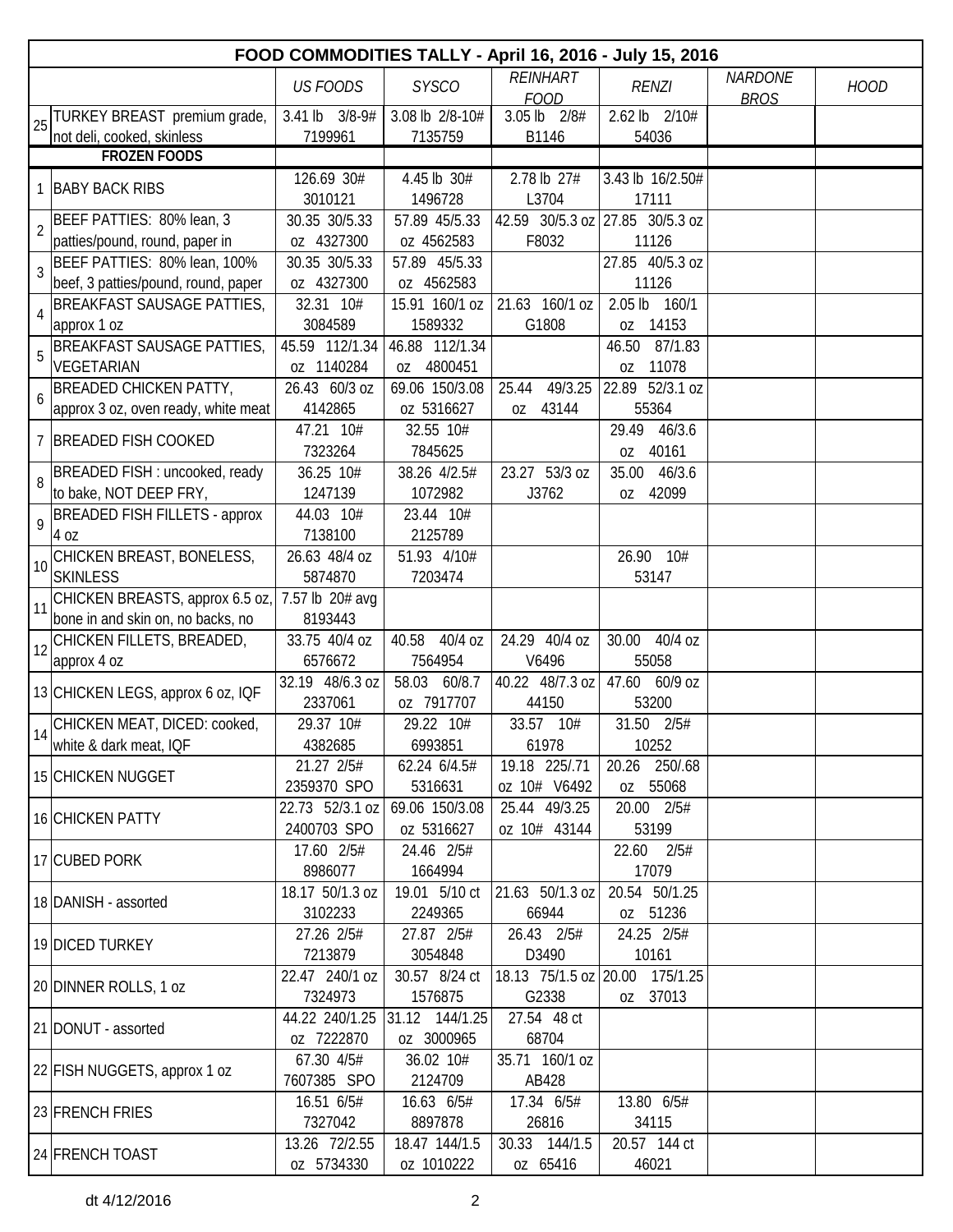# FOOD COMMODITIES TALLY - April 16, 2016 - July 15, 2016

| # | Item | US FOODS | SYSCO | REINHART FOOD | RENZI | NARDONE BROS | HOOD |
|---|---|---|---|---|---|---|---|
| 25 | TURKEY BREAST premium grade, not deli, cooked, skinless | 3.41 lb 3/8-9# 7199961 | 3.08 lb 2/8-10# 7135759 | 3.05 lb 2/8# B1146 | 2.62 lb 2/10# 54036 | | |
| | **FROZEN FOODS** | | | | | | |
| 1 | BABY BACK RIBS | 126.69 30# 3010121 | 4.45 lb 30# 1496728 | 2.78 lb 27# L3704 | 3.43 lb 16/2.50# 17111 | | |
| 2 | BEEF PATTIES: 80% lean, 3 patties/pound, round, paper in | 30.35 30/5.33 oz 4327300 | 57.89 45/5.33 oz 4562583 | 42.59 30/5.3 oz F8032 | 27.85 30/5.3 oz 11126 | | |
| 3 | BEEF PATTIES: 80% lean, 100% beef, 3 patties/pound, round, paper | 30.35 30/5.33 oz 4327300 | 57.89 45/5.33 oz 4562583 | | 27.85 40/5.3 oz 11126 | | |
| 4 | BREAKFAST SAUSAGE PATTIES, approx 1 oz | 32.31 10# 3084589 | 15.91 160/1 oz 1589332 | 21.63 160/1 oz G1808 | 2.05 lb 160/1 oz 14153 | | |
| 5 | BREAKFAST SAUSAGE PATTIES, VEGETARIAN | 45.59 112/1.34 oz 1140284 | 46.88 112/1.34 oz 4800451 | | 46.50 87/1.83 oz 11078 | | |
| 6 | BREADED CHICKEN PATTY, approx 3 oz, oven ready, white meat | 26.43 60/3 oz 4142865 | 69.06 150/3.08 oz 5316627 | 25.44 49/3.25 oz 43144 | 22.89 52/3.1 oz 55364 | | |
| 7 | BREADED FISH COOKED | 47.21 10# 7323264 | 32.55 10# 7845625 | | 29.49 46/3.6 oz 40161 | | |
| 8 | BREADED FISH : uncooked, ready to bake, NOT DEEP FRY, | 36.25 10# 1247139 | 38.26 4/2.5# 1072982 | 23.27 53/3 oz J3762 | 35.00 46/3.6 oz 42099 | | |
| 9 | BREADED FISH FILLETS - approx 4 oz | 44.03 10# 7138100 | 23.44 10# 2125789 | | | | |
| 10 | CHICKEN BREAST, BONELESS, SKINLESS | 26.63 48/4 oz 5874870 | 51.93 4/10# 7203474 | | 26.90 10# 53147 | | |
| 11 | CHICKEN BREASTS, approx 6.5 oz, bone in and skin on, no backs, no | 7.57 lb 20# avg 8193443 | | | | | |
| 12 | CHICKEN FILLETS, BREADED, approx 4 oz | 33.75 40/4 oz 6576672 | 40.58 40/4 oz 7564954 | 24.29 40/4 oz V6496 | 30.00 40/4 oz 55058 | | |
| 13 | CHICKEN LEGS, approx 6 oz, IQF | 32.19 48/6.3 oz 2337061 | 58.03 60/8.7 oz 7917707 | 40.22 48/7.3 oz 44150 | 47.60 60/9 oz 53200 | | |
| 14 | CHICKEN MEAT, DICED: cooked, white & dark meat, IQF | 29.37 10# 4382685 | 29.22 10# 6993851 | 33.57 10# 61978 | 31.50 2/5# 10252 | | |
| 15 | CHICKEN NUGGET | 21.27 2/5# 2359370 SPO | 62.24 6/4.5# 5316631 | 19.18 225/.71 oz 10# V6492 | 20.26 250/.68 oz 55068 | | |
| 16 | CHICKEN PATTY | 22.73 52/3.1 oz 2400703 SPO | 69.06 150/3.08 oz 5316627 | 25.44 49/3.25 oz 10# 43144 | 20.00 2/5# 53199 | | |
| 17 | CUBED PORK | 17.60 2/5# 8986077 | 24.46 2/5# 1664994 | | 22.60 2/5# 17079 | | |
| 18 | DANISH - assorted | 18.17 50/1.3 oz 3102233 | 19.01 5/10 ct 2249365 | 21.63 50/1.3 oz 66944 | 20.54 50/1.25 oz 51236 | | |
| 19 | DICED TURKEY | 27.26 2/5# 7213879 | 27.87 2/5# 3054848 | 26.43 2/5# D3490 | 24.25 2/5# 10161 | | |
| 20 | DINNER ROLLS, 1 oz | 22.47 240/1 oz 7324973 | 30.57 8/24 ct 1576875 | 18.13 75/1.5 oz G2338 | 20.00 175/1.25 oz 37013 | | |
| 21 | DONUT - assorted | 44.22 240/1.25 oz 7222870 | 31.12 144/1.25 oz 3000965 | 27.54 48 ct 68704 | | | |
| 22 | FISH NUGGETS, approx 1 oz | 67.30 4/5# 7607385 SPO | 36.02 10# 2124709 | 35.71 160/1 oz AB428 | | | |
| 23 | FRENCH FRIES | 16.51 6/5# 7327042 | 16.63 6/5# 8897878 | 17.34 6/5# 26816 | 13.80 6/5# 34115 | | |
| 24 | FRENCH TOAST | 13.26 72/2.55 oz 5734330 | 18.47 144/1.5 oz 1010222 | 30.33 144/1.5 oz 65416 | 20.57 144 ct 46021 | | |

dt 4/12/2016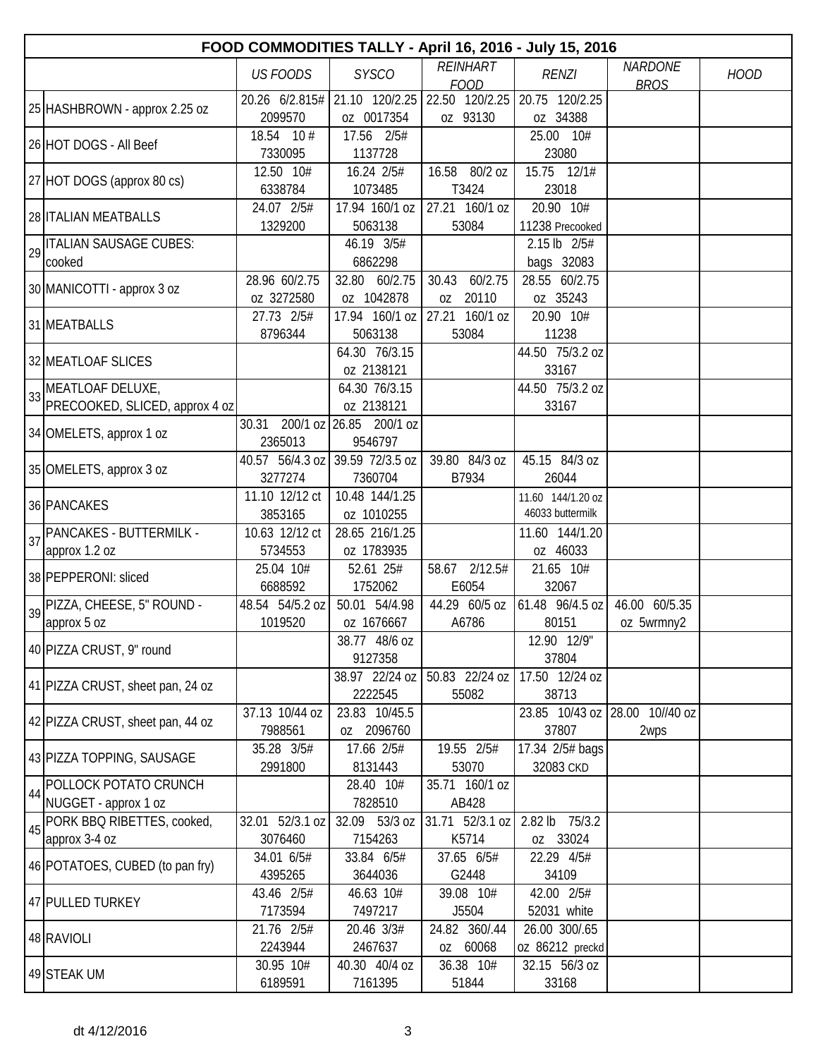| | FOOD COMMODITIES TALLY - April 16, 2016 - July 15, 2016 | | | | | | |
|---|---|---|---|---|---|---|---|
| | | US FOODS | SYSCO | REINHART FOOD | RENZI | NARDONE BROS | HOOD |
| 25 | HASHBROWN - approx 2.25 oz | 20.26 6/2.815# 2099570 | 21.10 120/2.25 oz 0017354 | 22.50 120/2.25 oz 93130 | 20.75 120/2.25 oz 34388 | | |
| 26 | HOT DOGS - All Beef | 18.54 10 # 7330095 | 17.56 2/5# 1137728 | | 25.00 10# 23080 | | |
| 27 | HOT DOGS (approx 80 cs) | 12.50 10# 6338784 | 16.24 2/5# 1073485 | 16.58 80/2 oz T3424 | 15.75 12/1# 23018 | | |
| 28 | ITALIAN MEATBALLS | 24.07 2/5# 1329200 | 17.94 160/1 oz 5063138 | 27.21 160/1 oz 53084 | 20.90 10# 11238 Precooked | | |
| 29 | ITALIAN SAUSAGE CUBES: cooked | | 46.19 3/5# 6862298 | | 2.15 lb 2/5# bags 32083 | | |
| 30 | MANICOTTI - approx 3 oz | 28.96 60/2.75 oz 3272580 | 32.80 60/2.75 oz 1042878 | 30.43 60/2.75 oz 20110 | 28.55 60/2.75 oz 35243 | | |
| 31 | MEATBALLS | 27.73 2/5# 8796344 | 17.94 160/1 oz 5063138 | 27.21 160/1 oz 53084 | 20.90 10# 11238 | | |
| 32 | MEATLOAF SLICES | | 64.30 76/3.15 oz 2138121 | | 44.50 75/3.2 oz 33167 | | |
| 33 | MEATLOAF DELUXE, PRECOOKED, SLICED, approx 4 oz | | 64.30 76/3.15 oz 2138121 | | 44.50 75/3.2 oz 33167 | | |
| 34 | OMELETS, approx 1 oz | 30.31 200/1 oz 2365013 | 26.85 200/1 oz 9546797 | | | | |
| 35 | OMELETS, approx 3 oz | 40.57 56/4.3 oz 3277274 | 39.59 72/3.5 oz 7360704 | 39.80 84/3 oz B7934 | 45.15 84/3 oz 26044 | | |
| 36 | PANCAKES | 11.10 12/12 ct 3853165 | 10.48 144/1.25 oz 1010255 | | 11.60 144/1.20 oz 46033 buttermilk | | |
| 37 | PANCAKES - BUTTERMILK - approx 1.2 oz | 10.63 12/12 ct 5734553 | 28.65 216/1.25 oz 1783935 | | 11.60 144/1.20 oz 46033 | | |
| 38 | PEPPERONI: sliced | 25.04 10# 6688592 | 52.61 25# 1752062 | 58.67 2/12.5# E6054 | 21.65 10# 32067 | | |
| 39 | PIZZA, CHEESE, 5" ROUND - approx 5 oz | 48.54 54/5.2 oz 1019520 | 50.01 54/4.98 oz 1676667 | 44.29 60/5 oz A6786 | 61.48 96/4.5 oz 80151 | 46.00 60/5.35 oz 5wrmny2 | |
| 40 | PIZZA CRUST, 9" round | | 38.77 48/6 oz 9127358 | | 12.90 12/9" 37804 | | |
| 41 | PIZZA CRUST, sheet pan, 24 oz | | 38.97 22/24 oz 2222545 | 50.83 22/24 oz 55082 | 17.50 12/24 oz 38713 | | |
| 42 | PIZZA CRUST, sheet pan, 44 oz | 37.13 10/44 oz 7988561 | 23.83 10/45.5 oz 2096760 | | 23.85 10/43 oz 37807 | 28.00 10//40 oz 2wps | |
| 43 | PIZZA TOPPING, SAUSAGE | 35.28 3/5# 2991800 | 17.66 2/5# 8131443 | 19.55 2/5# 53070 | 17.34 2/5# bags 32083 CKD | | |
| 44 | POLLOCK POTATO CRUNCH NUGGET - approx 1 oz | | 28.40 10# 7828510 | 35.71 160/1 oz AB428 | | | |
| 45 | PORK BBQ RIBETTES, cooked, approx 3-4 oz | 32.01 52/3.1 oz 3076460 | 32.09 53/3 oz 7154263 | 31.71 52/3.1 oz K5714 | 2.82 lb 75/3.2 oz 33024 | | |
| 46 | POTATOES, CUBED (to pan fry) | 34.01 6/5# 4395265 | 33.84 6/5# 3644036 | 37.65 6/5# G2448 | 22.29 4/5# 34109 | | |
| 47 | PULLED TURKEY | 43.46 2/5# 7173594 | 46.63 10# 7497217 | 39.08 10# J5504 | 42.00 2/5# 52031 white | | |
| 48 | RAVIOLI | 21.76 2/5# 2243944 | 20.46 3/3# 2467637 | 24.82 360/.44 oz 60068 | 26.00 300/.65 oz 86212 preckd | | |
| 49 | STEAK UM | 30.95 10# 6189591 | 40.30 40/4 oz 7161395 | 36.38 10# 51844 | 32.15 56/3 oz 33168 | | |

dt 4/12/2016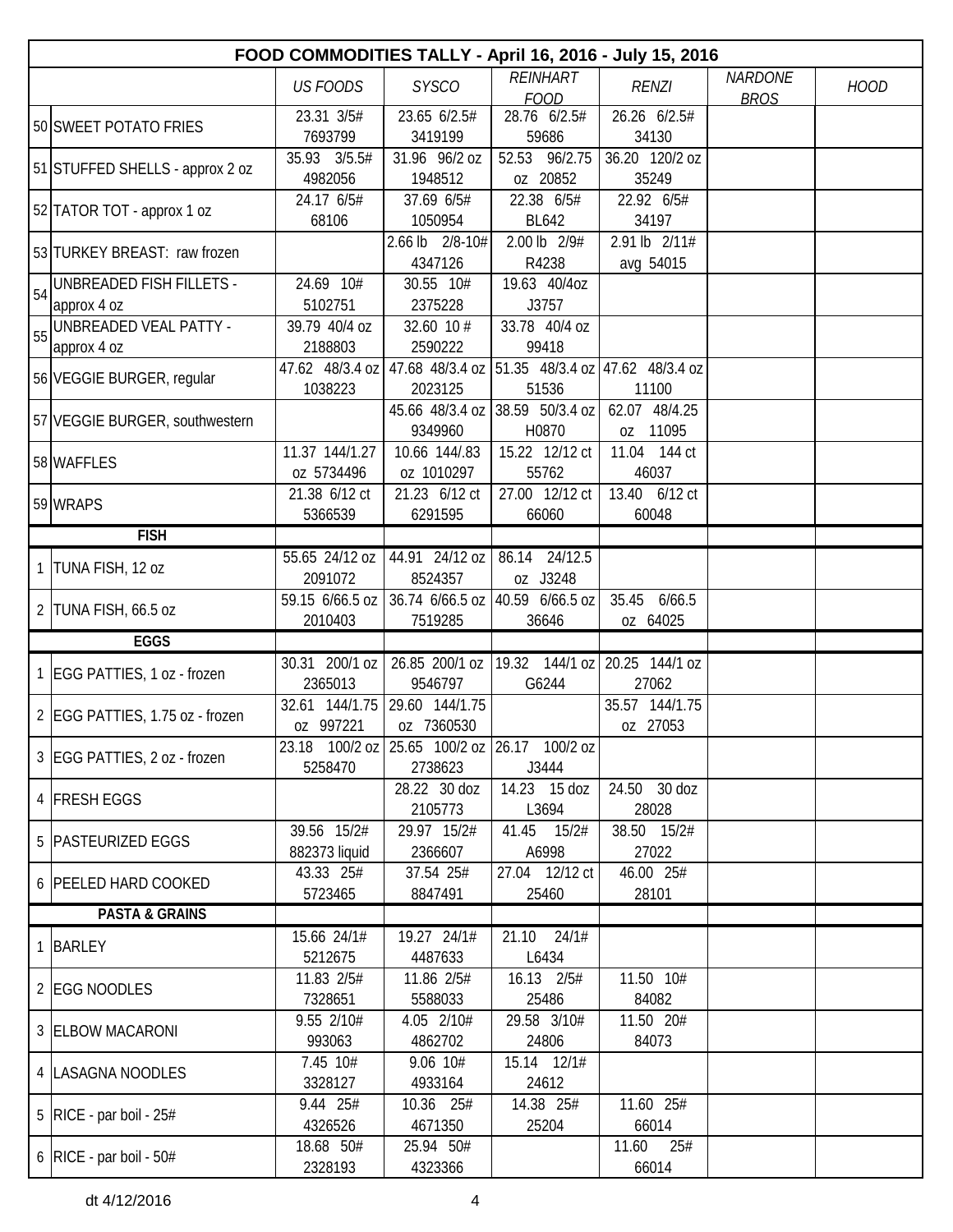| FOOD COMMODITIES TALLY - April 16, 2016 - July 15, 2016 | | | | | | | | |
|---|---|---|---|---|---|---|---|---|
| | | *US FOODS* | *SYSCO* | *REINHART FOOD* | *RENZI* | *NARDONE BROS* | *HOOD* |
| 50 | SWEET POTATO FRIES | 23.31 3/5# 7693799 | 23.65 6/2.5# 3419199 | 28.76 6/2.5# 59686 | 26.26 6/2.5# 34130 | | |
| 51 | STUFFED SHELLS - approx 2 oz | 35.93 3/5.5# 4982056 | 31.96 96/2 oz 1948512 | 52.53 96/2.75 oz 20852 | 36.20 120/2 oz 35249 | | |
| 52 | TATOR TOT - approx 1 oz | 24.17 6/5# 68106 | 37.69 6/5# 1050954 | 22.38 6/5# BL642 | 22.92 6/5# 34197 | | |
| 53 | TURKEY BREAST: raw frozen | | 2.66 lb 2/8-10# 4347126 | 2.00 lb 2/9# R4238 | 2.91 lb 2/11# avg 54015 | | |
| 54 | UNBREADED FISH FILLETS - approx 4 oz | 24.69 10# 5102751 | 30.55 10# 2375228 | 19.63 40/4oz J3757 | | | |
| 55 | UNBREADED VEAL PATTY - approx 4 oz | 39.79 40/4 oz 2188803 | 32.60 10 # 2590222 | 33.78 40/4 oz 99418 | | | |
| 56 | VEGGIE BURGER, regular | 47.62 48/3.4 oz 1038223 | 47.68 48/3.4 oz 2023125 | 51.35 48/3.4 oz 51536 | 47.62 48/3.4 oz 11100 | | |
| 57 | VEGGIE BURGER, southwestern | | 45.66 48/3.4 oz 9349960 | 38.59 50/3.4 oz H0870 | 62.07 48/4.25 oz 11095 | | |
| 58 | WAFFLES | 11.37 144/1.27 oz 5734496 | 10.66 144/.83 oz 1010297 | 15.22 12/12 ct 55762 | 11.04 144 ct 46037 | | |
| 59 | WRAPS | 21.38 6/12 ct 5366539 | 21.23 6/12 ct 6291595 | 27.00 12/12 ct 66060 | 13.40 6/12 ct 60048 | | |
| | **FISH** | | | | | | |
| 1 | TUNA FISH, 12 oz | 55.65 24/12 oz 2091072 | 44.91 24/12 oz 8524357 | 86.14 24/12.5 oz J3248 | | | |
| 2 | TUNA FISH, 66.5 oz | 59.15 6/66.5 oz 2010403 | 36.74 6/66.5 oz 7519285 | 40.59 6/66.5 oz 36646 | 35.45 6/66.5 oz 64025 | | |
| | **EGGS** | | | | | | |
| 1 | EGG PATTIES, 1 oz - frozen | 30.31 200/1 oz 2365013 | 26.85 200/1 oz 9546797 | 19.32 144/1 oz G6244 | 20.25 144/1 oz 27062 | | |
| 2 | EGG PATTIES, 1.75 oz - frozen | 32.61 144/1.75 oz 997221 | 29.60 144/1.75 oz 7360530 | | 35.57 144/1.75 oz 27053 | | |
| 3 | EGG PATTIES, 2 oz - frozen | 23.18 100/2 oz 5258470 | 25.65 100/2 oz 2738623 | 26.17 100/2 oz J3444 | | | |
| 4 | FRESH EGGS | | 28.22 30 doz 2105773 | 14.23 15 doz L3694 | 24.50 30 doz 28028 | | |
| 5 | PASTEURIZED EGGS | 39.56 15/2# 882373 liquid | 29.97 15/2# 2366607 | 41.45 15/2# A6998 | 38.50 15/2# 27022 | | |
| 6 | PEELED HARD COOKED | 43.33 25# 5723465 | 37.54 25# 8847491 | 27.04 12/12 ct 25460 | 46.00 25# 28101 | | |
| | **PASTA & GRAINS** | | | | | | |
| 1 | BARLEY | 15.66 24/1# 5212675 | 19.27 24/1# 4487633 | 21.10 24/1# L6434 | | | |
| 2 | EGG NOODLES | 11.83 2/5# 7328651 | 11.86 2/5# 5588033 | 16.13 2/5# 25486 | 11.50 10# 84082 | | |
| 3 | ELBOW MACARONI | 9.55 2/10# 993063 | 4.05 2/10# 4862702 | 29.58 3/10# 24806 | 11.50 20# 84073 | | |
| 4 | LASAGNA NOODLES | 7.45 10# 3328127 | 9.06 10# 4933164 | 15.14 12/1# 24612 | | | |
| 5 | RICE - par boil - 25# | 9.44 25# 4326526 | 10.36 25# 4671350 | 14.38 25# 25204 | 11.60 25# 66014 | | |
| 6 | RICE - par boil - 50# | 18.68 50# 2328193 | 25.94 50# 4323366 | | 11.60 25# 66014 | | |

dt 4/12/2016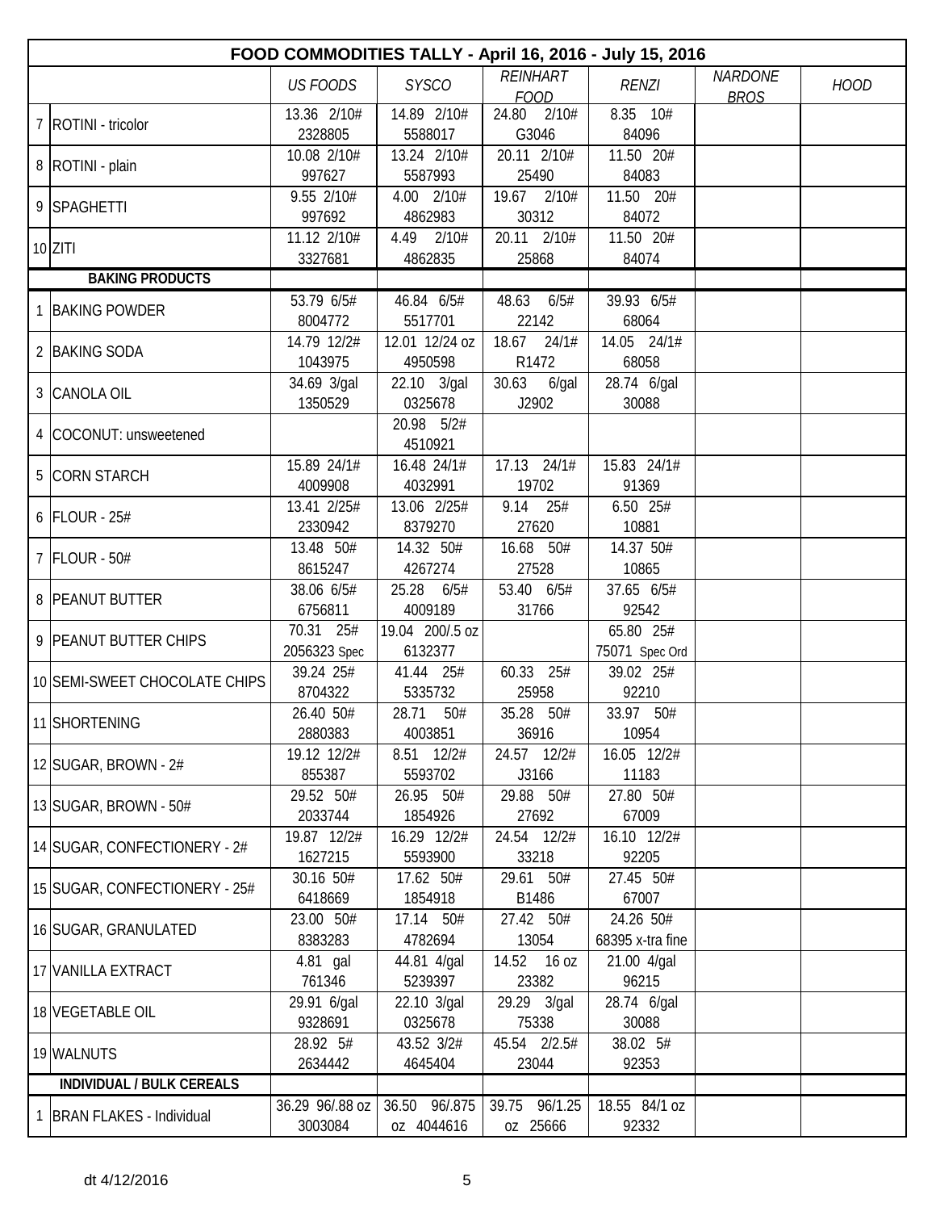| FOOD COMMODITIES TALLY - April 16, 2016 - July 15, 2016 | | | | | | | | |
|---|---|---|---|---|---|---|---|---|
| | | *US FOODS* | *SYSCO* | *REINHART FOOD* | *RENZI* | *NARDONE BROS* | *HOOD* |
| 7 | ROTINI - tricolor | 13.36 2/10# 2328805 | 14.89 2/10# 5588017 | 24.80 2/10# G3046 | 8.35 10# 84096 | | |
| 8 | ROTINI - plain | 10.08 2/10# 997627 | 13.24 2/10# 5587993 | 20.11 2/10# 25490 | 11.50 20# 84083 | | |
| 9 | SPAGHETTI | 9.55 2/10# 997692 | 4.00 2/10# 4862983 | 19.67 2/10# 30312 | 11.50 20# 84072 | | |
| 10 | ZITI | 11.12 2/10# 3327681 | 4.49 2/10# 4862835 | 20.11 2/10# 25868 | 11.50 20# 84074 | | |
| | **BAKING PRODUCTS** | | | | | | |
| 1 | BAKING POWDER | 53.79 6/5# 8004772 | 46.84 6/5# 5517701 | 48.63 6/5# 22142 | 39.93 6/5# 68064 | | |
| 2 | BAKING SODA | 14.79 12/2# 1043975 | 12.01 12/24 oz 4950598 | 18.67 24/1# R1472 | 14.05 24/1# 68058 | | |
| 3 | CANOLA OIL | 34.69 3/gal 1350529 | 22.10 3/gal 0325678 | 30.63 6/gal J2902 | 28.74 6/gal 30088 | | |
| 4 | COCONUT: unsweetened | | 20.98 5/2# 4510921 | | | | |
| 5 | CORN STARCH | 15.89 24/1# 4009908 | 16.48 24/1# 4032991 | 17.13 24/1# 19702 | 15.83 24/1# 91369 | | |
| 6 | FLOUR - 25# | 13.41 2/25# 2330942 | 13.06 2/25# 8379270 | 9.14 25# 27620 | 6.50 25# 10881 | | |
| 7 | FLOUR - 50# | 13.48 50# 8615247 | 14.32 50# 4267274 | 16.68 50# 27528 | 14.37 50# 10865 | | |
| 8 | PEANUT BUTTER | 38.06 6/5# 6756811 | 25.28 6/5# 4009189 | 53.40 6/5# 31766 | 37.65 6/5# 92542 | | |
| 9 | PEANUT BUTTER CHIPS | 70.31 25# 2056323 Spec | 19.04 200/.5 oz 6132377 | | 65.80 25# 75071 Spec Ord | | |
| 10 | SEMI-SWEET CHOCOLATE CHIPS | 39.24 25# 8704322 | 41.44 25# 5335732 | 60.33 25# 25958 | 39.02 25# 92210 | | |
| 11 | SHORTENING | 26.40 50# 2880383 | 28.71 50# 4003851 | 35.28 50# 36916 | 33.97 50# 10954 | | |
| 12 | SUGAR, BROWN - 2# | 19.12 12/2# 855387 | 8.51 12/2# 5593702 | 24.57 12/2# J3166 | 16.05 12/2# 11183 | | |
| 13 | SUGAR, BROWN - 50# | 29.52 50# 2033744 | 26.95 50# 1854926 | 29.88 50# 27692 | 27.80 50# 67009 | | |
| 14 | SUGAR, CONFECTIONERY - 2# | 19.87 12/2# 1627215 | 16.29 12/2# 5593900 | 24.54 12/2# 33218 | 16.10 12/2# 92205 | | |
| 15 | SUGAR, CONFECTIONERY - 25# | 30.16 50# 6418669 | 17.62 50# 1854918 | 29.61 50# B1486 | 27.45 50# 67007 | | |
| 16 | SUGAR, GRANULATED | 23.00 50# 8383283 | 17.14 50# 4782694 | 27.42 50# 13054 | 24.26 50# 68395 x-tra fine | | |
| 17 | VANILLA EXTRACT | 4.81 gal 761346 | 44.81 4/gal 5239397 | 14.52 16 oz 23382 | 21.00 4/gal 96215 | | |
| 18 | VEGETABLE OIL | 29.91 6/gal 9328691 | 22.10 3/gal 0325678 | 29.29 3/gal 75338 | 28.74 6/gal 30088 | | |
| 19 | WALNUTS | 28.92 5# 2634442 | 43.52 3/2# 4645404 | 45.54 2/2.5# 23044 | 38.02 5# 92353 | | |
| | **INDIVIDUAL / BULK CEREALS** | | | | | | |
| 1 | BRAN FLAKES - Individual | 36.29 96/.88 oz 3003084 | 36.50 96/.875 oz 4044616 | 39.75 96/1.25 oz 25666 | 18.55 84/1 oz 92332 | | |

dt 4/12/2016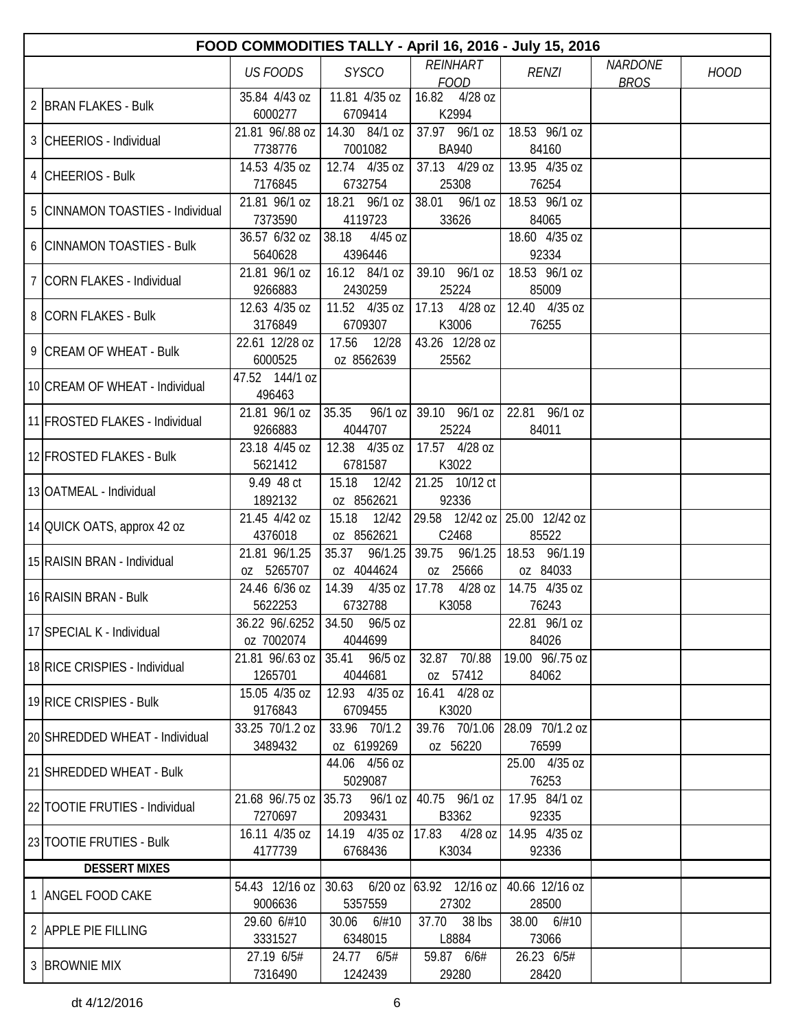| | FOOD COMMODITIES TALLY - April 16, 2016 - July 15, 2016 | | | | | | |
|---|---|---|---|---|---|---|---|
| | | *US FOODS* | *SYSCO* | *REINHART FOOD* | *RENZI* | *NARDONE BROS* | *HOOD* |
| 2 | BRAN FLAKES - Bulk | 35.84 4/43 oz 6000277 | 11.81 4/35 oz 6709414 | 16.82 4/28 oz K2994 | | | |
| 3 | CHEERIOS - Individual | 21.81 96/.88 oz 7738776 | 14.30 84/1 oz 7001082 | 37.97 96/1 oz BA940 | 18.53 96/1 oz 84160 | | |
| 4 | CHEERIOS - Bulk | 14.53 4/35 oz 7176845 | 12.74 4/35 oz 6732754 | 37.13 4/29 oz 25308 | 13.95 4/35 oz 76254 | | |
| 5 | CINNAMON TOASTIES - Individual | 21.81 96/1 oz 7373590 | 18.21 96/1 oz 4119723 | 38.01 96/1 oz 33626 | 18.53 96/1 oz 84065 | | |
| 6 | CINNAMON TOASTIES - Bulk | 36.57 6/32 oz 5640628 | 38.18 4/45 oz 4396446 | | 18.60 4/35 oz 92334 | | |
| 7 | CORN FLAKES - Individual | 21.81 96/1 oz 9266883 | 16.12 84/1 oz 2430259 | 39.10 96/1 oz 25224 | 18.53 96/1 oz 85009 | | |
| 8 | CORN FLAKES - Bulk | 12.63 4/35 oz 3176849 | 11.52 4/35 oz 6709307 | 17.13 4/28 oz K3006 | 12.40 4/35 oz 76255 | | |
| 9 | CREAM OF WHEAT - Bulk | 22.61 12/28 oz 6000525 | 17.56 12/28 oz 8562639 | 43.26 12/28 oz 25562 | | | |
| 10 | CREAM OF WHEAT - Individual | 47.52 144/1 oz 496463 | | | | | |
| 11 | FROSTED FLAKES - Individual | 21.81 96/1 oz 9266883 | 35.35 96/1 oz 4044707 | 39.10 96/1 oz 25224 | 22.81 96/1 oz 84011 | | |
| 12 | FROSTED FLAKES - Bulk | 23.18 4/45 oz 5621412 | 12.38 4/35 oz 6781587 | 17.57 4/28 oz K3022 | | | |
| 13 | OATMEAL - Individual | 9.49 48 ct 1892132 | 15.18 12/42 oz 8562621 | 21.25 10/12 ct 92336 | | | |
| 14 | QUICK OATS, approx 42 oz | 21.45 4/42 oz 4376018 | 15.18 12/42 oz 8562621 | 29.58 12/42 oz C2468 | 25.00 12/42 oz 85522 | | |
| 15 | RAISIN BRAN - Individual | 21.81 96/1.25 oz 5265707 | 35.37 96/1.25 oz 4044624 | 39.75 96/1.25 oz 25666 | 18.53 96/1.19 oz 84033 | | |
| 16 | RAISIN BRAN - Bulk | 24.46 6/36 oz 5622253 | 14.39 4/35 oz 6732788 | 17.78 4/28 oz K3058 | 14.75 4/35 oz 76243 | | |
| 17 | SPECIAL K - Individual | 36.22 96/.6252 oz 7002074 | 34.50 96/5 oz 4044699 | | 22.81 96/1 oz 84026 | | |
| 18 | RICE CRISPIES - Individual | 21.81 96/.63 oz 1265701 | 35.41 96/5 oz 4044681 | 32.87 70/.88 oz 57412 | 19.00 96/.75 oz 84062 | | |
| 19 | RICE CRISPIES - Bulk | 15.05 4/35 oz 9176843 | 12.93 4/35 oz 6709455 | 16.41 4/28 oz K3020 | | | |
| 20 | SHREDDED WHEAT - Individual | 33.25 70/1.2 oz 3489432 | 33.96 70/1.2 oz 6199269 | 39.76 70/1.06 oz 56220 | 28.09 70/1.2 oz 76599 | | |
| 21 | SHREDDED WHEAT - Bulk | | 44.06 4/56 oz 5029087 | | 25.00 4/35 oz 76253 | | |
| 22 | TOOTIE FRUTIES - Individual | 21.68 96/.75 oz 7270697 | 35.73 96/1 oz 2093431 | 40.75 96/1 oz B3362 | 17.95 84/1 oz 92335 | | |
| 23 | TOOTIE FRUTIES - Bulk | 16.11 4/35 oz 4177739 | 14.19 4/35 oz 6768436 | 17.83 4/28 oz K3034 | 14.95 4/35 oz 92336 | | |
| | **DESSERT MIXES** | | | | | | |
| 1 | ANGEL FOOD CAKE | 54.43 12/16 oz 9006636 | 30.63 6/20 oz 5357559 | 63.92 12/16 oz 27302 | 40.66 12/16 oz 28500 | | |
| 2 | APPLE PIE FILLING | 29.60 6/#10 3331527 | 30.06 6/#10 6348015 | 37.70 38 lbs L8884 | 38.00 6/#10 73066 | | |
| 3 | BROWNIE MIX | 27.19 6/5# 7316490 | 24.77 6/5# 1242439 | 59.87 6/6# 29280 | 26.23 6/5# 28420 | | |

dt 4/12/2016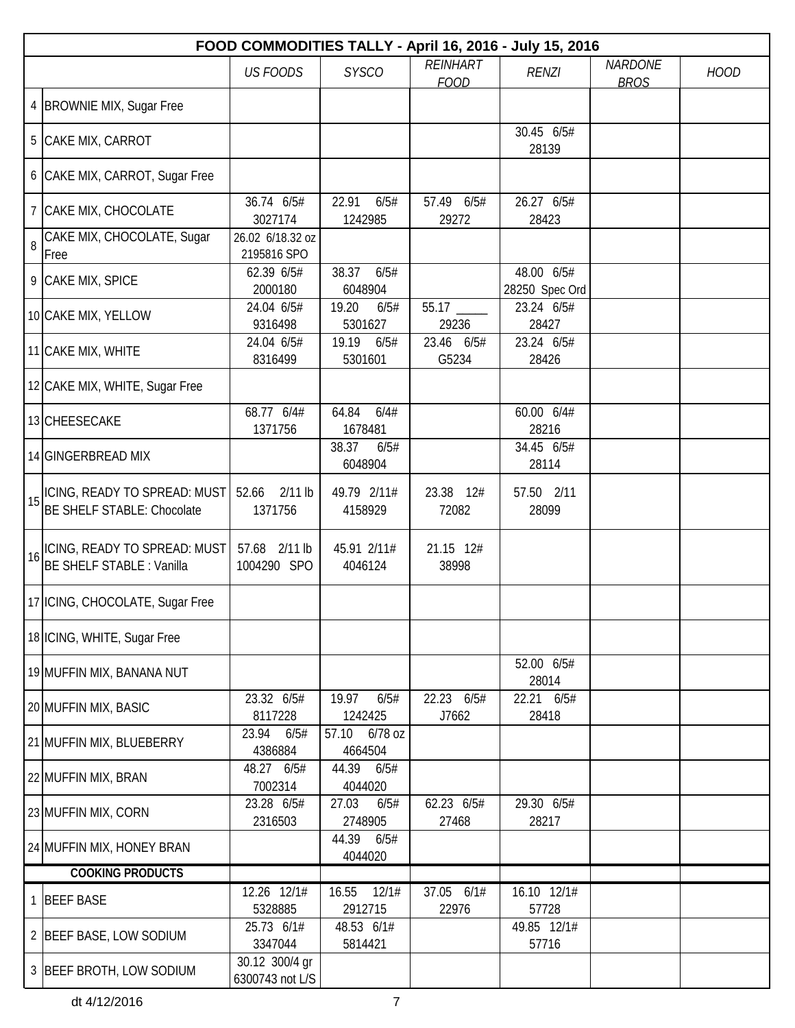| | FOOD COMMODITIES TALLY - April 16, 2016 - July 15, 2016 | | | | | | |
|---|---|---|---|---|---|---|---|
| | | *US FOODS* | *SYSCO* | *REINHART FOOD* | *RENZI* | *NARDONE BROS* | *HOOD* |
| 4 | BROWNIE MIX, Sugar Free | | | | | | |
| 5 | CAKE MIX, CARROT | | | | 30.45 6/5# 28139 | | |
| 6 | CAKE MIX, CARROT, Sugar Free | | | | | | |
| 7 | CAKE MIX, CHOCOLATE | 36.74 6/5# 3027174 | 22.91 6/5# 1242985 | 57.49 6/5# 29272 | 26.27 6/5# 28423 | | |
| 8 | CAKE MIX, CHOCOLATE, Sugar Free | 26.02 6/18.32 oz 2195816 SPO | | | | | |
| 9 | CAKE MIX, SPICE | 62.39 6/5# 2000180 | 38.37 6/5# 6048904 | | 48.00 6/5# 28250 Spec Ord | | |
| 10 | CAKE MIX, YELLOW | 24.04 6/5# 9316498 | 19.20 6/5# 5301627 | 55.17 _____ 29236 | 23.24 6/5# 28427 | | |
| 11 | CAKE MIX, WHITE | 24.04 6/5# 8316499 | 19.19 6/5# 5301601 | 23.46 6/5# G5234 | 23.24 6/5# 28426 | | |
| 12 | CAKE MIX, WHITE, Sugar Free | | | | | | |
| 13 | CHEESECAKE | 68.77 6/4# 1371756 | 64.84 6/4# 1678481 | | 60.00 6/4# 28216 | | |
| 14 | GINGERBREAD MIX | | 38.37 6/5# 6048904 | | 34.45 6/5# 28114 | | |
| 15 | ICING, READY TO SPREAD: MUST BE SHELF STABLE: Chocolate | 52.66 2/11 lb 1371756 | 49.79 2/11# 4158929 | 23.38 12# 72082 | 57.50 2/11 28099 | | |
| 16 | ICING, READY TO SPREAD: MUST BE SHELF STABLE : Vanilla | 57.68 2/11 lb 1004290 SPO | 45.91 2/11# 4046124 | 21.15 12# 38998 | | | |
| 17 | ICING, CHOCOLATE, Sugar Free | | | | | | |
| 18 | ICING, WHITE, Sugar Free | | | | | | |
| 19 | MUFFIN MIX, BANANA NUT | | | | 52.00 6/5# 28014 | | |
| 20 | MUFFIN MIX, BASIC | 23.32 6/5# 8117228 | 19.97 6/5# 1242425 | 22.23 6/5# J7662 | 22.21 6/5# 28418 | | |
| 21 | MUFFIN MIX, BLUEBERRY | 23.94 6/5# 4386884 | 57.10 6/78 oz 4664504 | | | | |
| 22 | MUFFIN MIX, BRAN | 48.27 6/5# 7002314 | 44.39 6/5# 4044020 | | | | |
| 23 | MUFFIN MIX, CORN | 23.28 6/5# 2316503 | 27.03 6/5# 2748905 | 62.23 6/5# 27468 | 29.30 6/5# 28217 | | |
| 24 | MUFFIN MIX, HONEY BRAN | | 44.39 6/5# 4044020 | | | | |
| | **COOKING PRODUCTS** | | | | | | |
| 1 | BEEF BASE | 12.26 12/1# 5328885 | 16.55 12/1# 2912715 | 37.05 6/1# 22976 | 16.10 12/1# 57728 | | |
| 2 | BEEF BASE, LOW SODIUM | 25.73 6/1# 3347044 | 48.53 6/1# 5814421 | | 49.85 12/1# 57716 | | |
| 3 | BEEF BROTH, LOW SODIUM | 30.12 300/4 gr 6300743 not L/S | | | | | |

dt 4/12/2016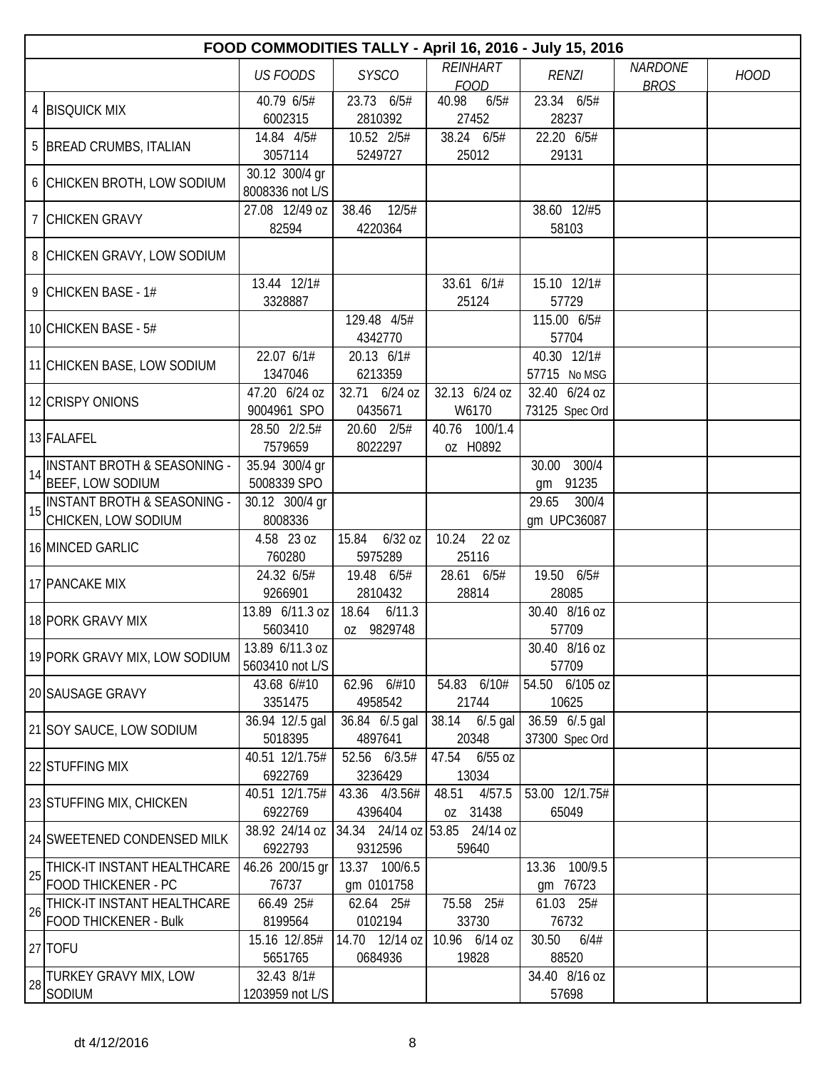| | FOOD COMMODITIES TALLY - April 16, 2016 - July 15, 2016 | | | | | | |
|---|---|---|---|---|---|---|---|
| | | *US FOODS* | *SYSCO* | *REINHART FOOD* | *RENZI* | *NARDONE BROS* | *HOOD* |
| 4 | BISQUICK MIX | 40.79 6/5# 6002315 | 23.73 6/5# 2810392 | 40.98 6/5# 27452 | 23.34 6/5# 28237 | | |
| 5 | BREAD CRUMBS, ITALIAN | 14.84 4/5# 3057114 | 10.52 2/5# 5249727 | 38.24 6/5# 25012 | 22.20 6/5# 29131 | | |
| 6 | CHICKEN BROTH, LOW SODIUM | 30.12 300/4 gr 8008336 not L/S | | | | | |
| 7 | CHICKEN GRAVY | 27.08 12/49 oz 82594 | 38.46 12/5# 4220364 | | 38.60 12/#5 58103 | | |
| 8 | CHICKEN GRAVY, LOW SODIUM | | | | | | |
| 9 | CHICKEN BASE - 1# | 13.44 12/1# 3328887 | | 33.61 6/1# 25124 | 15.10 12/1# 57729 | | |
| 10 | CHICKEN BASE - 5# | | 129.48 4/5# 4342770 | | 115.00 6/5# 57704 | | |
| 11 | CHICKEN BASE, LOW SODIUM | 22.07 6/1# 1347046 | 20.13 6/1# 6213359 | | 40.30 12/1# 57715 No MSG | | |
| 12 | CRISPY ONIONS | 47.20 6/24 oz 9004961 SPO | 32.71 6/24 oz 0435671 | 32.13 6/24 oz W6170 | 32.40 6/24 oz 73125 Spec Ord | | |
| 13 | FALAFEL | 28.50 2/2.5# 7579659 | 20.60 2/5# 8022297 | 40.76 100/1.4 oz H0892 | | | |
| 14 | INSTANT BROTH & SEASONING - BEEF, LOW SODIUM | 35.94 300/4 gr 5008339 SPO | | | 30.00 300/4 gm 91235 | | |
| 15 | INSTANT BROTH & SEASONING - CHICKEN, LOW SODIUM | 30.12 300/4 gr 8008336 | | | 29.65 300/4 gm UPC36087 | | |
| 16 | MINCED GARLIC | 4.58 23 oz 760280 | 15.84 6/32 oz 5975289 | 10.24 22 oz 25116 | | | |
| 17 | PANCAKE MIX | 24.32 6/5# 9266901 | 19.48 6/5# 2810432 | 28.61 6/5# 28814 | 19.50 6/5# 28085 | | |
| 18 | PORK GRAVY MIX | 13.89 6/11.3 oz 5603410 | 18.64 6/11.3 oz 9829748 | | 30.40 8/16 oz 57709 | | |
| 19 | PORK GRAVY MIX, LOW SODIUM | 13.89 6/11.3 oz 5603410 not L/S | | | 30.40 8/16 oz 57709 | | |
| 20 | SAUSAGE GRAVY | 43.68 6/#10 3351475 | 62.96 6/#10 4958542 | 54.83 6/10# 21744 | 54.50 6/105 oz 10625 | | |
| 21 | SOY SAUCE, LOW SODIUM | 36.94 12/.5 gal 5018395 | 36.84 6/.5 gal 4897641 | 38.14 6/.5 gal 20348 | 36.59 6/.5 gal 37300 Spec Ord | | |
| 22 | STUFFING MIX | 40.51 12/1.75# 6922769 | 52.56 6/3.5# 3236429 | 47.54 6/55 oz 13034 | | | |
| 23 | STUFFING MIX, CHICKEN | 40.51 12/1.75# 6922769 | 43.36 4/3.56# 4396404 | 48.51 4/57.5 oz 31438 | 53.00 12/1.75# 65049 | | |
| 24 | SWEETENED CONDENSED MILK | 38.92 24/14 oz 6922793 | 34.34 24/14 oz 9312596 | 53.85 24/14 oz 59640 | | | |
| 25 | THICK-IT INSTANT HEALTHCARE FOOD THICKENER - PC | 46.26 200/15 gr 76737 | 13.37 100/6.5 gm 0101758 | | 13.36 100/9.5 gm 76723 | | |
| 26 | THICK-IT INSTANT HEALTHCARE FOOD THICKENER - Bulk | 66.49 25# 8199564 | 62.64 25# 0102194 | 75.58 25# 33730 | 61.03 25# 76732 | | |
| 27 | TOFU | 15.16 12/.85# 5651765 | 14.70 12/14 oz 0684936 | 10.96 6/14 oz 19828 | 30.50 6/4# 88520 | | |
| 28 | TURKEY GRAVY MIX, LOW SODIUM | 32.43 8/1# 1203959 not L/S | | | 34.40 8/16 oz 57698 | | |

dt 4/12/2016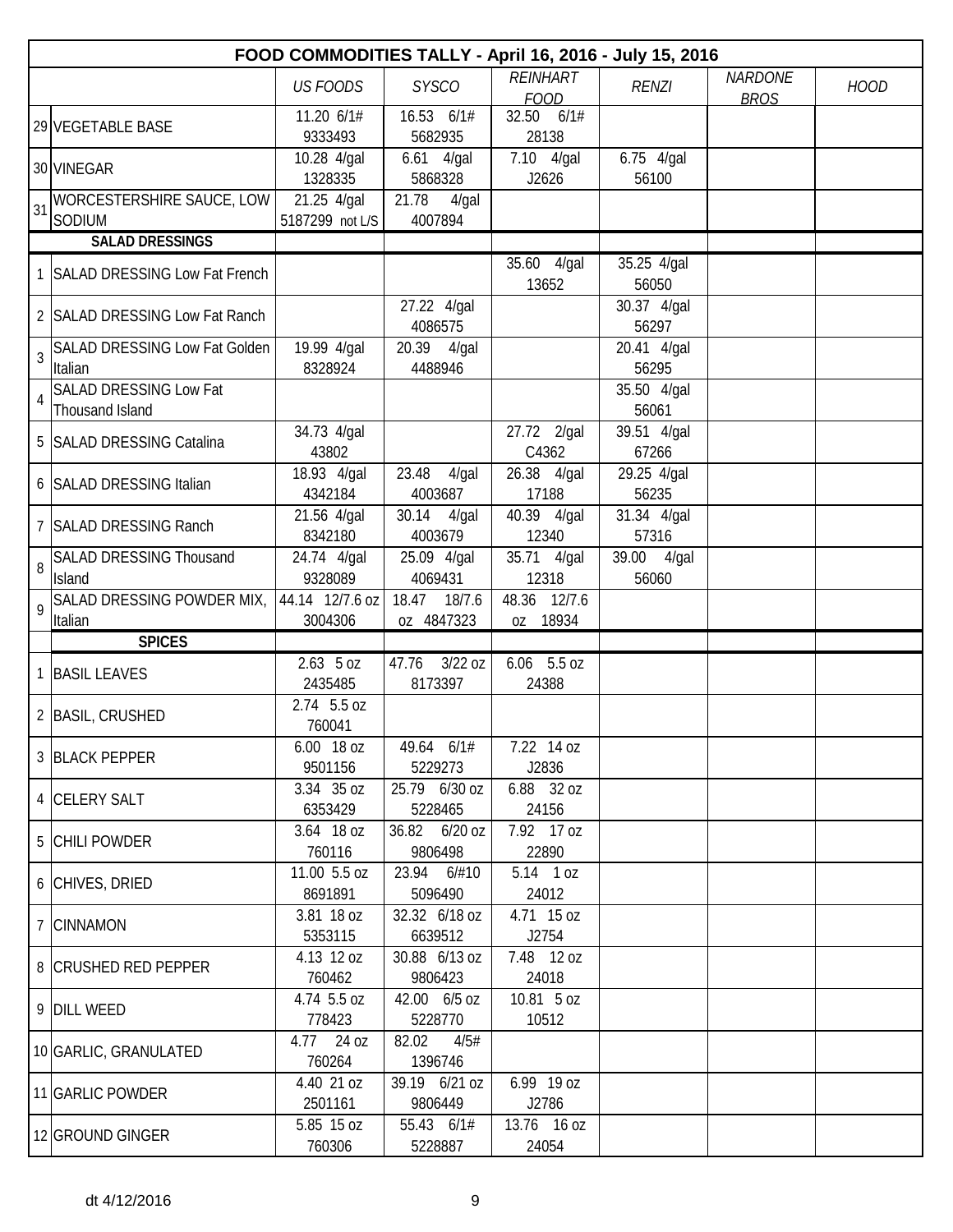| | FOOD COMMODITIES TALLY - April 16, 2016 - July 15, 2016 | | | | | | |
|---|---|---|---|---|---|---|---|
| | | *US FOODS* | *SYSCO* | *REINHART FOOD* | *RENZI* | *NARDONE BROS* | *HOOD* |
| 29 | VEGETABLE BASE | 11.20 6/1# 9333493 | 16.53 6/1# 5682935 | 32.50 6/1# 28138 | | | |
| 30 | VINEGAR | 10.28 4/gal 1328335 | 6.61 4/gal 5868328 | 7.10 4/gal J2626 | 6.75 4/gal 56100 | | |
| 31 | WORCESTERSHIRE SAUCE, LOW SODIUM | 21.25 4/gal 5187299 not L/S | 21.78 4/gal 4007894 | | | | |
| | **SALAD DRESSINGS** | | | | | | |
| 1 | SALAD DRESSING Low Fat French | | | 35.60 4/gal 13652 | 35.25 4/gal 56050 | | |
| 2 | SALAD DRESSING Low Fat Ranch | | 27.22 4/gal 4086575 | | 30.37 4/gal 56297 | | |
| 3 | SALAD DRESSING Low Fat Golden Italian | 19.99 4/gal 8328924 | 20.39 4/gal 4488946 | | 20.41 4/gal 56295 | | |
| 4 | SALAD DRESSING Low Fat Thousand Island | | | | 35.50 4/gal 56061 | | |
| 5 | SALAD DRESSING Catalina | 34.73 4/gal 43802 | | 27.72 2/gal C4362 | 39.51 4/gal 67266 | | |
| 6 | SALAD DRESSING Italian | 18.93 4/gal 4342184 | 23.48 4/gal 4003687 | 26.38 4/gal 17188 | 29.25 4/gal 56235 | | |
| 7 | SALAD DRESSING Ranch | 21.56 4/gal 8342180 | 30.14 4/gal 4003679 | 40.39 4/gal 12340 | 31.34 4/gal 57316 | | |
| 8 | SALAD DRESSING Thousand Island | 24.74 4/gal 9328089 | 25.09 4/gal 4069431 | 35.71 4/gal 12318 | 39.00 4/gal 56060 | | |
| 9 | SALAD DRESSING POWDER MIX, Italian | 44.14 12/7.6 oz 3004306 | 18.47 18/7.6 oz 4847323 | 48.36 12/7.6 oz 18934 | | | |
| | **SPICES** | | | | | | |
| 1 | BASIL LEAVES | 2.63 5 oz 2435485 | 47.76 3/22 oz 8173397 | 6.06 5.5 oz 24388 | | | |
| 2 | BASIL, CRUSHED | 2.74 5.5 oz 760041 | | | | | |
| 3 | BLACK PEPPER | 6.00 18 oz 9501156 | 49.64 6/1# 5229273 | 7.22 14 oz J2836 | | | |
| 4 | CELERY SALT | 3.34 35 oz 6353429 | 25.79 6/30 oz 5228465 | 6.88 32 oz 24156 | | | |
| 5 | CHILI POWDER | 3.64 18 oz 760116 | 36.82 6/20 oz 9806498 | 7.92 17 oz 22890 | | | |
| 6 | CHIVES, DRIED | 11.00 5.5 oz 8691891 | 23.94 6/#10 5096490 | 5.14 1 oz 24012 | | | |
| 7 | CINNAMON | 3.81 18 oz 5353115 | 32.32 6/18 oz 6639512 | 4.71 15 oz J2754 | | | |
| 8 | CRUSHED RED PEPPER | 4.13 12 oz 760462 | 30.88 6/13 oz 9806423 | 7.48 12 oz 24018 | | | |
| 9 | DILL WEED | 4.74 5.5 oz 778423 | 42.00 6/5 oz 5228770 | 10.81 5 oz 10512 | | | |
| 10 | GARLIC, GRANULATED | 4.77 24 oz 760264 | 82.02 4/5# 1396746 | | | | |
| 11 | GARLIC POWDER | 4.40 21 oz 2501161 | 39.19 6/21 oz 9806449 | 6.99 19 oz J2786 | | | |
| 12 | GROUND GINGER | 5.85 15 oz 760306 | 55.43 6/1# 5228887 | 13.76 16 oz 24054 | | | |

dt 4/12/2016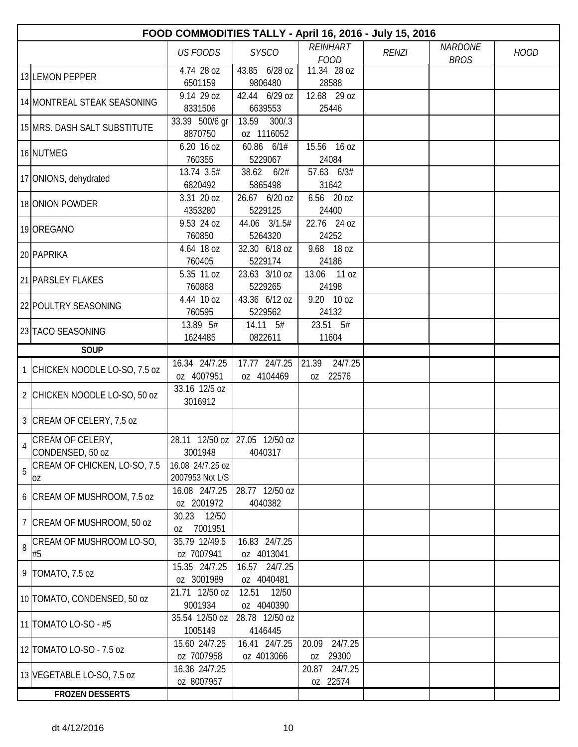| FOOD COMMODITIES TALLY - April 16, 2016 - July 15, 2016 | | | | | | | |
|---|---|---|---|---|---|---|---|
| | *US FOODS* | *SYSCO* | *REINHART FOOD* | *RENZI* | *NARDONE BROS* | *HOOD* |
| 13 LEMON PEPPER | 4.74 28 oz 6501159 | 43.85 6/28 oz 9806480 | 11.34 28 oz 28588 | | | |
| 14 MONTREAL STEAK SEASONING | 9.14 29 oz 8331506 | 42.44 6/29 oz 6639553 | 12.68 29 oz 25446 | | | |
| 15 MRS. DASH SALT SUBSTITUTE | 33.39 500/6 gr 8870750 | 13.59 300/.3 oz 1116052 | | | | |
| 16 NUTMEG | 6.20 16 oz 760355 | 60.86 6/1# 5229067 | 15.56 16 oz 24084 | | | |
| 17 ONIONS, dehydrated | 13.74 3.5# 6820492 | 38.62 6/2# 5865498 | 57.63 6/3# 31642 | | | |
| 18 ONION POWDER | 3.31 20 oz 4353280 | 26.67 6/20 oz 5229125 | 6.56 20 oz 24400 | | | |
| 19 OREGANO | 9.53 24 oz 760850 | 44.06 3/1.5# 5264320 | 22.76 24 oz 24252 | | | |
| 20 PAPRIKA | 4.64 18 oz 760405 | 32.30 6/18 oz 5229174 | 9.68 18 oz 24186 | | | |
| 21 PARSLEY FLAKES | 5.35 11 oz 760868 | 23.63 3/10 oz 5229265 | 13.06 11 oz 24198 | | | |
| 22 POULTRY SEASONING | 4.44 10 oz 760595 | 43.36 6/12 oz 5229562 | 9.20 10 oz 24132 | | | |
| 23 TACO SEASONING | 13.89 5# 1624485 | 14.11 5# 0822611 | 23.51 5# 11604 | | | |
| **SOUP** | | | | | | |
| 1 CHICKEN NOODLE LO-SO, 7.5 oz | 16.34 24/7.25 oz 4007951 | 17.77 24/7.25 oz 4104469 | 21.39 24/7.25 oz 22576 | | | |
| 2 CHICKEN NOODLE LO-SO, 50 oz | 33.16 12/5 oz 3016912 | | | | | |
| 3 CREAM OF CELERY, 7.5 oz | | | | | | |
| 4 CREAM OF CELERY, CONDENSED, 50 oz | 28.11 12/50 oz 3001948 | 27.05 12/50 oz 4040317 | | | | |
| 5 CREAM OF CHICKEN, LO-SO, 7.5 oz | 16.08 24/7.25 oz 2007953 Not L/S | | | | | |
| 6 CREAM OF MUSHROOM, 7.5 oz | 16.08 24/7.25 oz 2001972 | 28.77 12/50 oz 4040382 | | | | |
| 7 CREAM OF MUSHROOM, 50 oz | 30.23 12/50 oz 7001951 | | | | | |
| 8 CREAM OF MUSHROOM LO-SO, #5 | 35.79 12/49.5 oz 7007941 | 16.83 24/7.25 oz 4013041 | | | | |
| 9 TOMATO, 7.5 oz | 15.35 24/7.25 oz 3001989 | 16.57 24/7.25 oz 4040481 | | | | |
| 10 TOMATO, CONDENSED, 50 oz | 21.71 12/50 oz 9001934 | 12.51 12/50 oz 4040390 | | | | |
| 11 TOMATO LO-SO - #5 | 35.54 12/50 oz 1005149 | 28.78 12/50 oz 4146445 | | | | |
| 12 TOMATO LO-SO - 7.5 oz | 15.60 24/7.25 oz 7007958 | 16.41 24/7.25 oz 4013066 | 20.09 24/7.25 oz 29300 | | | |
| 13 VEGETABLE LO-SO, 7.5 oz | 16.36 24/7.25 oz 8007957 | | 20.87 24/7.25 oz 22574 | | | |
| **FROZEN DESSERTS** | | | | | | |

dt 4/12/2016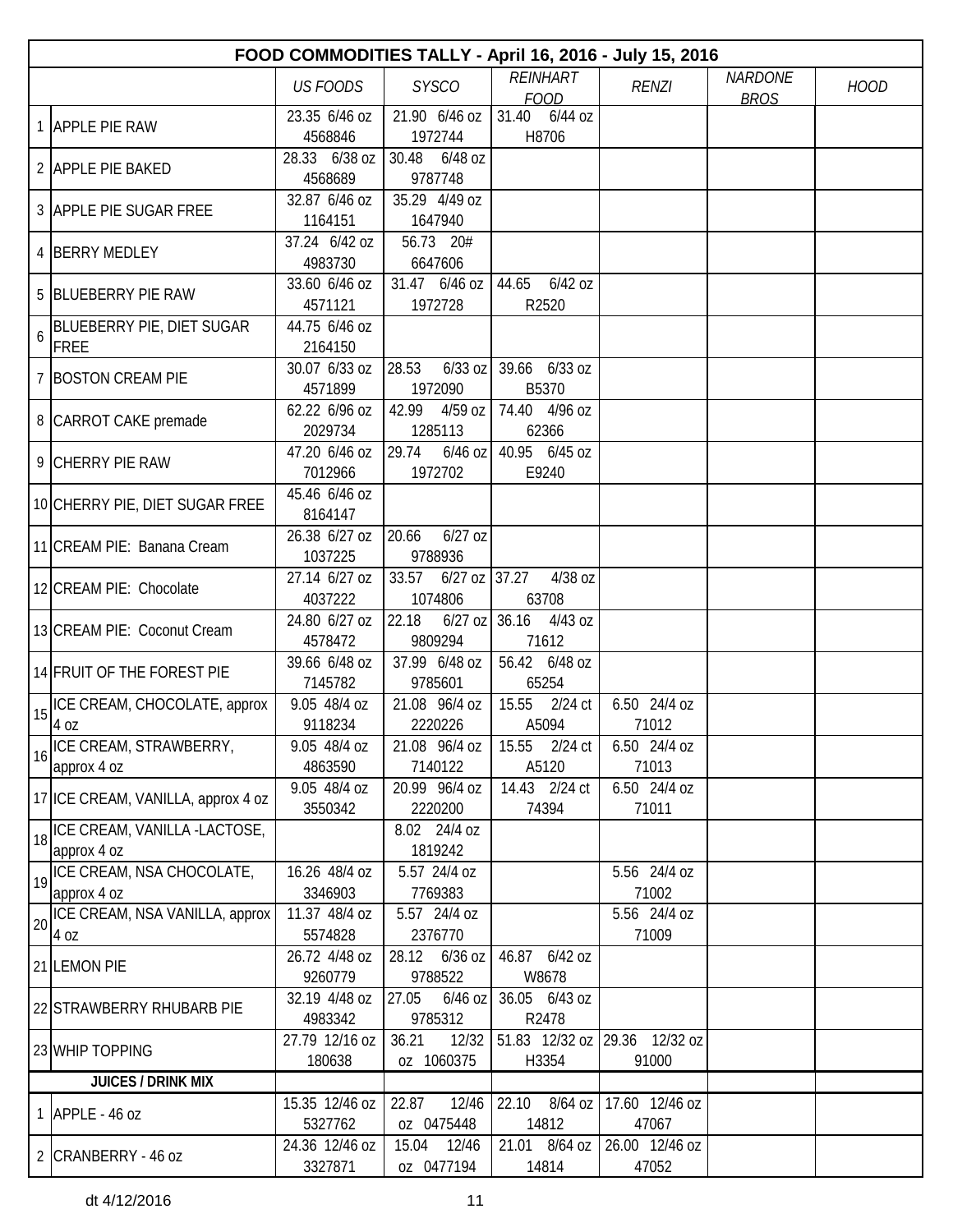| | FOOD COMMODITIES TALLY - April 16, 2016 - July 15, 2016 | | | | | | |
|---|---|---|---|---|---|---|---|
| | | *US FOODS* | *SYSCO* | *REINHART FOOD* | *RENZI* | *NARDONE BROS* | *HOOD* |
| 1 | APPLE PIE RAW | 23.35 6/46 oz 4568846 | 21.90 6/46 oz 1972744 | 31.40 6/44 oz H8706 | | | |
| 2 | APPLE PIE BAKED | 28.33 6/38 oz 4568689 | 30.48 6/48 oz 9787748 | | | | |
| 3 | APPLE PIE SUGAR FREE | 32.87 6/46 oz 1164151 | 35.29 4/49 oz 1647940 | | | | |
| 4 | BERRY MEDLEY | 37.24 6/42 oz 4983730 | 56.73 20# 6647606 | | | | |
| 5 | BLUEBERRY PIE RAW | 33.60 6/46 oz 4571121 | 31.47 6/46 oz 1972728 | 44.65 6/42 oz R2520 | | | |
| 6 | BLUEBERRY PIE, DIET SUGAR FREE | 44.75 6/46 oz 2164150 | | | | | |
| 7 | BOSTON CREAM PIE | 30.07 6/33 oz 4571899 | 28.53 6/33 oz 1972090 | 39.66 6/33 oz B5370 | | | |
| 8 | CARROT CAKE premade | 62.22 6/96 oz 2029734 | 42.99 4/59 oz 1285113 | 74.40 4/96 oz 62366 | | | |
| 9 | CHERRY PIE RAW | 47.20 6/46 oz 7012966 | 29.74 6/46 oz 1972702 | 40.95 6/45 oz E9240 | | | |
| 10 | CHERRY PIE, DIET SUGAR FREE | 45.46 6/46 oz 8164147 | | | | | |
| 11 | CREAM PIE: Banana Cream | 26.38 6/27 oz 1037225 | 20.66 6/27 oz 9788936 | | | | |
| 12 | CREAM PIE: Chocolate | 27.14 6/27 oz 4037222 | 33.57 6/27 oz 1074806 | 37.27 4/38 oz 63708 | | | |
| 13 | CREAM PIE: Coconut Cream | 24.80 6/27 oz 4578472 | 22.18 6/27 oz 9809294 | 36.16 4/43 oz 71612 | | | |
| 14 | FRUIT OF THE FOREST PIE | 39.66 6/48 oz 7145782 | 37.99 6/48 oz 9785601 | 56.42 6/48 oz 65254 | | | |
| 15 | ICE CREAM, CHOCOLATE, approx 4 oz | 9.05 48/4 oz 9118234 | 21.08 96/4 oz 2220226 | 15.55 2/24 ct A5094 | 6.50 24/4 oz 71012 | | |
| 16 | ICE CREAM, STRAWBERRY, approx 4 oz | 9.05 48/4 oz 4863590 | 21.08 96/4 oz 7140122 | 15.55 2/24 ct A5120 | 6.50 24/4 oz 71013 | | |
| 17 | ICE CREAM, VANILLA, approx 4 oz | 9.05 48/4 oz 3550342 | 20.99 96/4 oz 2220200 | 14.43 2/24 ct 74394 | 6.50 24/4 oz 71011 | | |
| 18 | ICE CREAM, VANILLA -LACTOSE, approx 4 oz | | 8.02 24/4 oz 1819242 | | | | |
| 19 | ICE CREAM, NSA CHOCOLATE, approx 4 oz | 16.26 48/4 oz 3346903 | 5.57 24/4 oz 7769383 | | 5.56 24/4 oz 71002 | | |
| 20 | ICE CREAM, NSA VANILLA, approx 4 oz | 11.37 48/4 oz 5574828 | 5.57 24/4 oz 2376770 | | 5.56 24/4 oz 71009 | | |
| 21 | LEMON PIE | 26.72 4/48 oz 9260779 | 28.12 6/36 oz 9788522 | 46.87 6/42 oz W8678 | | | |
| 22 | STRAWBERRY RHUBARB PIE | 32.19 4/48 oz 4983342 | 27.05 6/46 oz 9785312 | 36.05 6/43 oz R2478 | | | |
| 23 | WHIP TOPPING | 27.79 12/16 oz 180638 | 36.21 12/32 oz 1060375 | 51.83 12/32 oz H3354 | 29.36 12/32 oz 91000 | | |
| | **JUICES / DRINK MIX** | | | | | | |
| 1 | APPLE - 46 oz | 15.35 12/46 oz 5327762 | 22.87 12/46 oz 0475448 | 22.10 8/64 oz 14812 | 17.60 12/46 oz 47067 | | |
| 2 | CRANBERRY - 46 oz | 24.36 12/46 oz 3327871 | 15.04 12/46 oz 0477194 | 21.01 8/64 oz 14814 | 26.00 12/46 oz 47052 | | |

dt 4/12/2016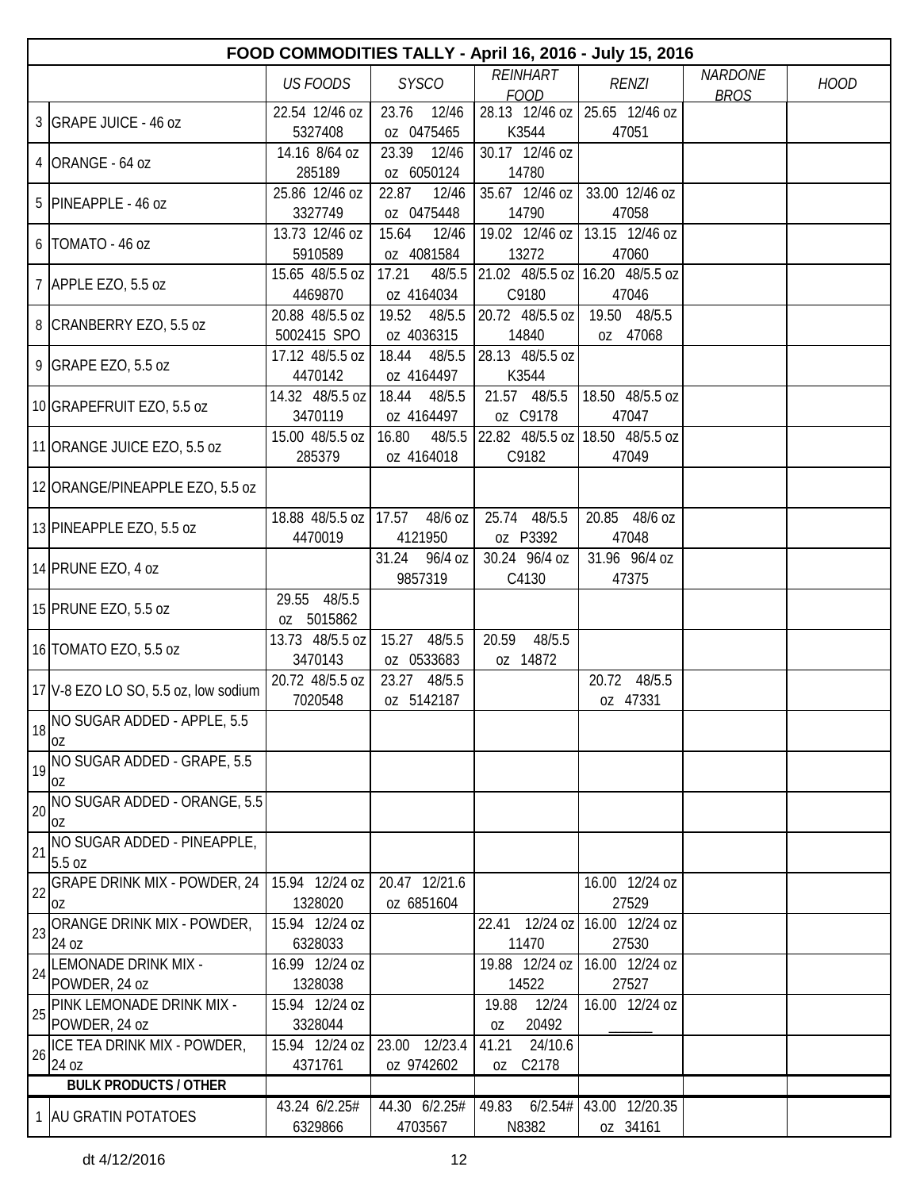| | FOOD COMMODITIES TALLY - April 16, 2016 - July 15, 2016 | | | | | | |
|---|---|---|---|---|---|---|---|
| | | *US FOODS* | *SYSCO* | *REINHART FOOD* | *RENZI* | *NARDONE BROS* | *HOOD* |
| 3 | GRAPE JUICE - 46 oz | 22.54 12/46 oz 5327408 | 23.76 12/46 oz 0475465 | 28.13 12/46 oz K3544 | 25.65 12/46 oz 47051 | | |
| 4 | ORANGE - 64 oz | 14.16 8/64 oz 285189 | 23.39 12/46 oz 6050124 | 30.17 12/46 oz 14780 | | | |
| 5 | PINEAPPLE - 46 oz | 25.86 12/46 oz 3327749 | 22.87 12/46 oz 0475448 | 35.67 12/46 oz 14790 | 33.00 12/46 oz 47058 | | |
| 6 | TOMATO - 46 oz | 13.73 12/46 oz 5910589 | 15.64 12/46 oz 4081584 | 19.02 12/46 oz 13272 | 13.15 12/46 oz 47060 | | |
| 7 | APPLE EZO, 5.5 oz | 15.65 48/5.5 oz 4469870 | 17.21 48/5.5 oz 4164034 | 21.02 48/5.5 oz C9180 | 16.20 48/5.5 oz 47046 | | |
| 8 | CRANBERRY EZO, 5.5 oz | 20.88 48/5.5 oz 5002415 SPO | 19.52 48/5.5 oz 4036315 | 20.72 48/5.5 oz 14840 | 19.50 48/5.5 oz 47068 | | |
| 9 | GRAPE EZO, 5.5 oz | 17.12 48/5.5 oz 4470142 | 18.44 48/5.5 oz 4164497 | 28.13 48/5.5 oz K3544 | | | |
| 10 | GRAPEFRUIT EZO, 5.5 oz | 14.32 48/5.5 oz 3470119 | 18.44 48/5.5 oz 4164497 | 21.57 48/5.5 oz C9178 | 18.50 48/5.5 oz 47047 | | |
| 11 | ORANGE JUICE EZO, 5.5 oz | 15.00 48/5.5 oz 285379 | 16.80 48/5.5 oz 4164018 | 22.82 48/5.5 oz C9182 | 18.50 48/5.5 oz 47049 | | |
| 12 | ORANGE/PINEAPPLE EZO, 5.5 oz | | | | | | |
| 13 | PINEAPPLE EZO, 5.5 oz | 18.88 48/5.5 oz 4470019 | 17.57 48/6 oz 4121950 | 25.74 48/5.5 oz P3392 | 20.85 48/6 oz 47048 | | |
| 14 | PRUNE EZO, 4 oz | | 31.24 96/4 oz 9857319 | 30.24 96/4 oz C4130 | 31.96 96/4 oz 47375 | | |
| 15 | PRUNE EZO, 5.5 oz | 29.55 48/5.5 oz 5015862 | | | | | |
| 16 | TOMATO EZO, 5.5 oz | 13.73 48/5.5 oz 3470143 | 15.27 48/5.5 oz 0533683 | 20.59 48/5.5 oz 14872 | | | |
| 17 | V-8 EZO LO SO, 5.5 oz, low sodium | 20.72 48/5.5 oz 7020548 | 23.27 48/5.5 oz 5142187 | | 20.72 48/5.5 oz 47331 | | |
| 18 | NO SUGAR ADDED - APPLE, 5.5 oz | | | | | | |
| 19 | NO SUGAR ADDED - GRAPE, 5.5 oz | | | | | | |
| 20 | NO SUGAR ADDED - ORANGE, 5.5 oz | | | | | | |
| 21 | NO SUGAR ADDED - PINEAPPLE, 5.5 oz | | | | | | |
| 22 | GRAPE DRINK MIX - POWDER, 24 oz | 15.94 12/24 oz 1328020 | 20.47 12/21.6 oz 6851604 | | 16.00 12/24 oz 27529 | | |
| 23 | ORANGE DRINK MIX - POWDER, 24 oz | 15.94 12/24 oz 6328033 | | 22.41 12/24 oz 11470 | 16.00 12/24 oz 27530 | | |
| 24 | LEMONADE DRINK MIX - POWDER, 24 oz | 16.99 12/24 oz 1328038 | | 19.88 12/24 oz 14522 | 16.00 12/24 oz 27527 | | |
| 25 | PINK LEMONADE DRINK MIX - POWDER, 24 oz | 15.94 12/24 oz 3328044 | | 19.88 12/24 oz 20492 | 16.00 12/24 oz ______ | | |
| 26 | ICE TEA DRINK MIX - POWDER, 24 oz | 15.94 12/24 oz 4371761 | 23.00 12/23.4 oz 9742602 | 41.21 24/10.6 oz C2178 | | | |
| | **BULK PRODUCTS / OTHER** | | | | | | |
| 1 | AU GRATIN POTATOES | 43.24 6/2.25# 6329866 | 44.30 6/2.25# 4703567 | 49.83 6/2.54# N8382 | 43.00 12/20.35 oz 34161 | | |

dt 4/12/2016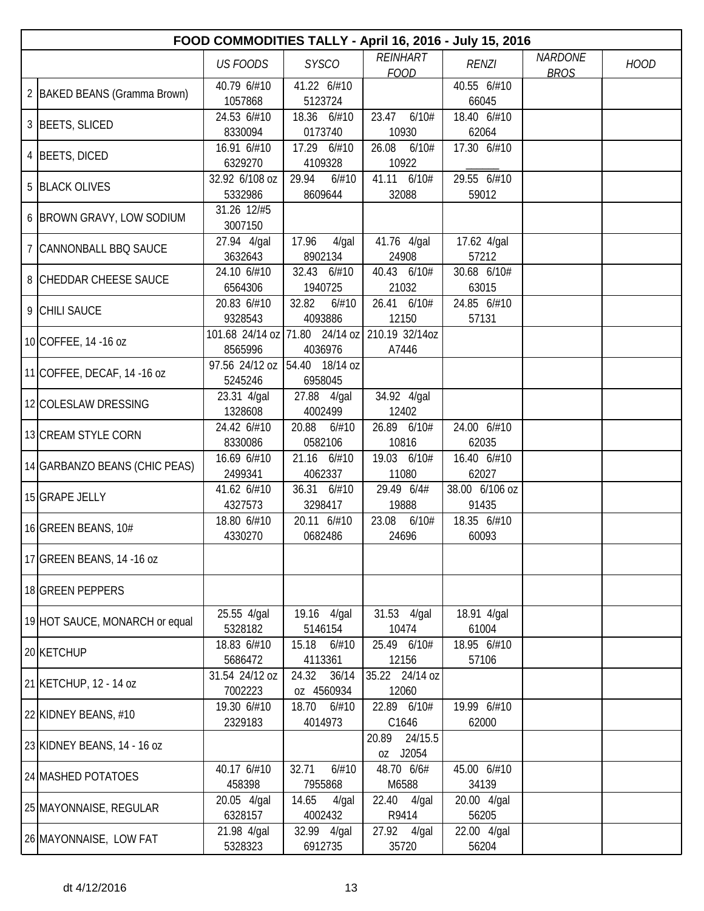| | FOOD COMMODITIES TALLY - April 16, 2016 - July 15, 2016 | | | | | | |
|---|---|---|---|---|---|---|---|
| | | *US FOODS* | *SYSCO* | *REINHART FOOD* | *RENZI* | *NARDONE BROS* | *HOOD* |
| 2 | BAKED BEANS (Gramma Brown) | 40.79 6/#10 1057868 | 41.22 6/#10 5123724 | | 40.55 6/#10 66045 | | |
| 3 | BEETS, SLICED | 24.53 6/#10 8330094 | 18.36 6/#10 0173740 | 23.47 6/10# 10930 | 18.40 6/#10 62064 | | |
| 4 | BEETS, DICED | 16.91 6/#10 6329270 | 17.29 6/#10 4109328 | 26.08 6/10# 10922 | 17.30 6/#10 ______ | | |
| 5 | BLACK OLIVES | 32.92 6/108 oz 5332986 | 29.94 6/#10 8609644 | 41.11 6/10# 32088 | 29.55 6/#10 59012 | | |
| 6 | BROWN GRAVY, LOW SODIUM | 31.26 12/#5 3007150 | | | | | |
| 7 | CANNONBALL BBQ SAUCE | 27.94 4/gal 3632643 | 17.96 4/gal 8902134 | 41.76 4/gal 24908 | 17.62 4/gal 57212 | | |
| 8 | CHEDDAR CHEESE SAUCE | 24.10 6/#10 6564306 | 32.43 6/#10 1940725 | 40.43 6/10# 21032 | 30.68 6/10# 63015 | | |
| 9 | CHILI SAUCE | 20.83 6/#10 9328543 | 32.82 6/#10 4093886 | 26.41 6/10# 12150 | 24.85 6/#10 57131 | | |
| 10 | COFFEE, 14 -16 oz | 101.68 24/14 oz 8565996 | 71.80 24/14 oz 4036976 | 210.19 32/14oz A7446 | | | |
| 11 | COFFEE, DECAF, 14 -16 oz | 97.56 24/12 oz 5245246 | 54.40 18/14 oz 6958045 | | | | |
| 12 | COLESLAW DRESSING | 23.31 4/gal 1328608 | 27.88 4/gal 4002499 | 34.92 4/gal 12402 | | | |
| 13 | CREAM STYLE CORN | 24.42 6/#10 8330086 | 20.88 6/#10 0582106 | 26.89 6/10# 10816 | 24.00 6/#10 62035 | | |
| 14 | GARBANZO BEANS (CHIC PEAS) | 16.69 6/#10 2499341 | 21.16 6/#10 4062337 | 19.03 6/10# 11080 | 16.40 6/#10 62027 | | |
| 15 | GRAPE JELLY | 41.62 6/#10 4327573 | 36.31 6/#10 3298417 | 29.49 6/4# 19888 | 38.00 6/106 oz 91435 | | |
| 16 | GREEN BEANS, 10# | 18.80 6/#10 4330270 | 20.11 6/#10 0682486 | 23.08 6/10# 24696 | 18.35 6/#10 60093 | | |
| 17 | GREEN BEANS, 14 -16 oz | | | | | | |
| 18 | GREEN PEPPERS | | | | | | |
| 19 | HOT SAUCE, MONARCH or equal | 25.55 4/gal 5328182 | 19.16 4/gal 5146154 | 31.53 4/gal 10474 | 18.91 4/gal 61004 | | |
| 20 | KETCHUP | 18.83 6/#10 5686472 | 15.18 6/#10 4113361 | 25.49 6/10# 12156 | 18.95 6/#10 57106 | | |
| 21 | KETCHUP, 12 - 14 oz | 31.54 24/12 oz 7002223 | 24.32 36/14 oz 4560934 | 35.22 24/14 oz 12060 | | | |
| 22 | KIDNEY BEANS, #10 | 19.30 6/#10 2329183 | 18.70 6/#10 4014973 | 22.89 6/10# C1646 | 19.99 6/#10 62000 | | |
| 23 | KIDNEY BEANS, 14 - 16 oz | | | 20.89 24/15.5 oz J2054 | | | |
| 24 | MASHED POTATOES | 40.17 6/#10 458398 | 32.71 6/#10 7955868 | 48.70 6/6# M6588 | 45.00 6/#10 34139 | | |
| 25 | MAYONNAISE, REGULAR | 20.05 4/gal 6328157 | 14.65 4/gal 4002432 | 22.40 4/gal R9414 | 20.00 4/gal 56205 | | |
| 26 | MAYONNAISE, LOW FAT | 21.98 4/gal 5328323 | 32.99 4/gal 6912735 | 27.92 4/gal 35720 | 22.00 4/gal 56204 | | |

dt 4/12/2016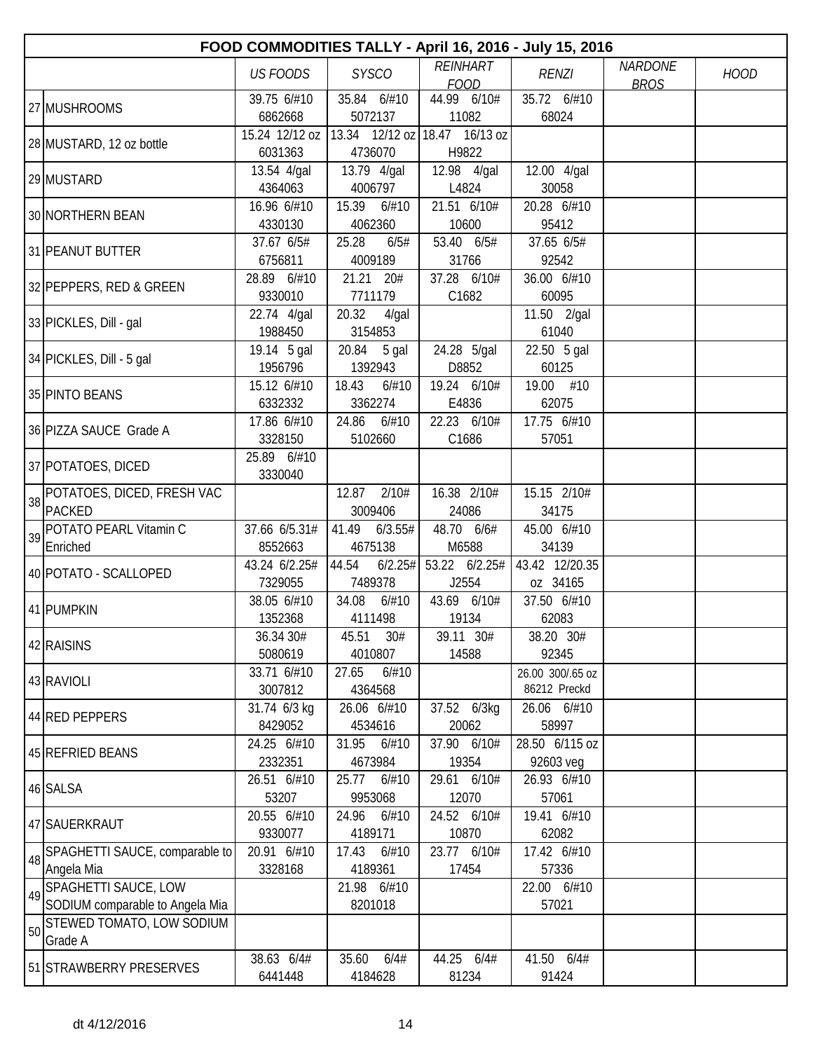# FOOD COMMODITIES TALLY - April 16, 2016 - July 15, 2016

| | | US FOODS | SYSCO | REINHART FOOD | RENZI | NARDONE BROS | HOOD |
|---|---|---|---|---|---|---|---|
| 27 | MUSHROOMS | 39.75 6/#10 6862668 | 35.84 6/#10 5072137 | 44.99 6/10# 11082 | 35.72 6/#10 68024 | | |
| 28 | MUSTARD, 12 oz bottle | 15.24 12/12 oz 6031363 | 13.34 12/12 oz 4736070 | 18.47 16/13 oz H9822 | | | |
| 29 | MUSTARD | 13.54 4/gal 4364063 | 13.79 4/gal 4006797 | 12.98 4/gal L4824 | 12.00 4/gal 30058 | | |
| 30 | NORTHERN BEAN | 16.96 6/#10 4330130 | 15.39 6/#10 4062360 | 21.51 6/10# 10600 | 20.28 6/#10 95412 | | |
| 31 | PEANUT BUTTER | 37.67 6/5# 6756811 | 25.28 6/5# 4009189 | 53.40 6/5# 31766 | 37.65 6/5# 92542 | | |
| 32 | PEPPERS, RED & GREEN | 28.89 6/#10 9330010 | 21.21 20# 7711179 | 37.28 6/10# C1682 | 36.00 6/#10 60095 | | |
| 33 | PICKLES, Dill - gal | 22.74 4/gal 1988450 | 20.32 4/gal 3154853 | | 11.50 2/gal 61040 | | |
| 34 | PICKLES, Dill - 5 gal | 19.14 5 gal 1956796 | 20.84 5 gal 1392943 | 24.28 5/gal D8852 | 22.50 5 gal 60125 | | |
| 35 | PINTO BEANS | 15.12 6/#10 6332332 | 18.43 6/#10 3362274 | 19.24 6/10# E4836 | 19.00 #10 62075 | | |
| 36 | PIZZA SAUCE Grade A | 17.86 6/#10 3328150 | 24.86 6/#10 5102660 | 22.23 6/10# C1686 | 17.75 6/#10 57051 | | |
| 37 | POTATOES, DICED | 25.89 6/#10 3330040 | | | | | |
| 38 | POTATOES, DICED, FRESH VAC PACKED | | 12.87 2/10# 3009406 | 16.38 2/10# 24086 | 15.15 2/10# 34175 | | |
| 39 | POTATO PEARL Vitamin C Enriched | 37.66 6/5.31# 8552663 | 41.49 6/3.55# 4675138 | 48.70 6/6# M6588 | 45.00 6/#10 34139 | | |
| 40 | POTATO - SCALLOPED | 43.24 6/2.25# 7329055 | 44.54 6/2.25# 7489378 | 53.22 6/2.25# J2554 | 43.42 12/20.35 oz 34165 | | |
| 41 | PUMPKIN | 38.05 6/#10 1352368 | 34.08 6/#10 4111498 | 43.69 6/10# 19134 | 37.50 6/#10 62083 | | |
| 42 | RAISINS | 36.34 30# 5080619 | 45.51 30# 4010807 | 39.11 30# 14588 | 38.20 30# 92345 | | |
| 43 | RAVIOLI | 33.71 6/#10 3007812 | 27.65 6/#10 4364568 | | 26.00 300/.65 oz 86212 Preckd | | |
| 44 | RED PEPPERS | 31.74 6/3 kg 8429052 | 26.06 6/#10 4534616 | 37.52 6/3kg 20062 | 26.06 6/#10 58997 | | |
| 45 | REFRIED BEANS | 24.25 6/#10 2332351 | 31.95 6/#10 4673984 | 37.90 6/10# 19354 | 28.50 6/115 oz 92603 veg | | |
| 46 | SALSA | 26.51 6/#10 53207 | 25.77 6/#10 9953068 | 29.61 6/10# 12070 | 26.93 6/#10 57061 | | |
| 47 | SAUERKRAUT | 20.55 6/#10 9330077 | 24.96 6/#10 4189171 | 24.52 6/10# 10870 | 19.41 6/#10 62082 | | |
| 48 | SPAGHETTI SAUCE, comparable to Angela Mia | 20.91 6/#10 3328168 | 17.43 6/#10 4189361 | 23.77 6/10# 17454 | 17.42 6/#10 57336 | | |
| 49 | SPAGHETTI SAUCE, LOW SODIUM comparable to Angela Mia | | 21.98 6/#10 8201018 | | 22.00 6/#10 57021 | | |
| 50 | STEWED TOMATO, LOW SODIUM Grade A | | | | | | |
| 51 | STRAWBERRY PRESERVES | 38.63 6/4# 6441448 | 35.60 6/4# 4184628 | 44.25 6/4# 81234 | 41.50 6/4# 91424 | | |

dt 4/12/2016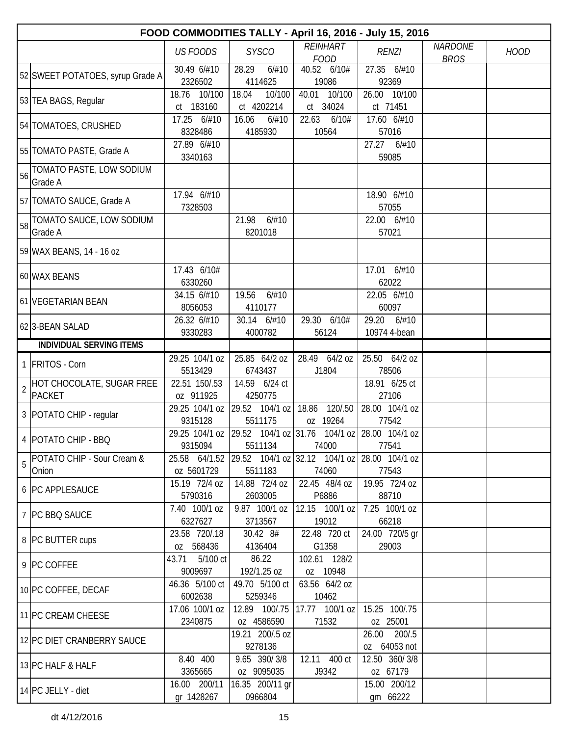| FOOD COMMODITIES TALLY - April 16, 2016 - July 15, 2016 | | | | | | | | |
|---|---|---|---|---|---|---|---|---|
| | | US FOODS | SYSCO | REINHART FOOD | RENZI | NARDONE BROS | HOOD |
| 52 | SWEET POTATOES, syrup Grade A | 30.49 6/#10 2326502 | 28.29 6/#10 4114625 | 40.52 6/10# 19086 | 27.35 6/#10 92369 | | |
| 53 | TEA BAGS, Regular | 18.76 10/100 ct 183160 | 18.04 10/100 ct 4202214 | 40.01 10/100 ct 34024 | 26.00 10/100 ct 71451 | | |
| 54 | TOMATOES, CRUSHED | 17.25 6/#10 8328486 | 16.06 6/#10 4185930 | 22.63 6/10# 10564 | 17.60 6/#10 57016 | | |
| 55 | TOMATO PASTE, Grade A | 27.89 6/#10 3340163 | | | 27.27 6/#10 59085 | | |
| 56 | TOMATO PASTE, LOW SODIUM Grade A | | | | | | |
| 57 | TOMATO SAUCE, Grade A | 17.94 6/#10 7328503 | | | 18.90 6/#10 57055 | | |
| 58 | TOMATO SAUCE, LOW SODIUM Grade A | | 21.98 6/#10 8201018 | | 22.00 6/#10 57021 | | |
| 59 | WAX BEANS, 14 - 16 oz | | | | | | |
| 60 | WAX BEANS | 17.43 6/10# 6330260 | | | 17.01 6/#10 62022 | | |
| 61 | VEGETARIAN BEAN | 34.15 6/#10 8056053 | 19.56 6/#10 4110177 | | 22.05 6/#10 60097 | | |
| 62 | 3-BEAN SALAD | 26.32 6/#10 9330283 | 30.14 6/#10 4000782 | 29.30 6/10# 56124 | 29.20 6/#10 10974 4-bean | | |
| | **INDIVIDUAL SERVING ITEMS** | | | | | | |
| 1 | FRITOS - Corn | 29.25 104/1 oz 5513429 | 25.85 64/2 oz 6743437 | 28.49 64/2 oz J1804 | 25.50 64/2 oz 78506 | | |
| 2 | HOT CHOCOLATE, SUGAR FREE PACKET | 22.51 150/.53 oz 911925 | 14.59 6/24 ct 4250775 | | 18.91 6/25 ct 27106 | | |
| 3 | POTATO CHIP - regular | 29.25 104/1 oz 9315128 | 29.52 104/1 oz 5511175 | 18.86 120/.50 oz 19264 | 28.00 104/1 oz 77542 | | |
| 4 | POTATO CHIP - BBQ | 29.25 104/1 oz 9315094 | 29.52 104/1 oz 5511134 | 31.76 104/1 oz 74000 | 28.00 104/1 oz 77541 | | |
| 5 | POTATO CHIP - Sour Cream & Onion | 25.58 64/1.52 oz 5601729 | 29.52 104/1 oz 5511183 | 32.12 104/1 oz 74060 | 28.00 104/1 oz 77543 | | |
| 6 | PC APPLESAUCE | 15.19 72/4 oz 5790316 | 14.88 72/4 oz 2603005 | 22.45 48/4 oz P6886 | 19.95 72/4 oz 88710 | | |
| 7 | PC BBQ SAUCE | 7.40 100/1 oz 6327627 | 9.87 100/1 oz 3713567 | 12.15 100/1 oz 19012 | 7.25 100/1 oz 66218 | | |
| 8 | PC BUTTER cups | 23.58 720/.18 oz 568436 | 30.42 8# 4136404 | 22.48 720 ct G1358 | 24.00 720/5 gr 29003 | | |
| 9 | PC COFFEE | 43.71 5/100 ct 9009697 | 86.22 192/1.25 oz | 102.61 128/2 oz 10948 | | | |
| 10 | PC COFFEE, DECAF | 46.36 5/100 ct 6002638 | 49.70 5/100 ct 5259346 | 63.56 64/2 oz 10462 | | | |
| 11 | PC CREAM CHEESE | 17.06 100/1 oz 2340875 | 12.89 100/.75 oz 4586590 | 17.77 100/1 oz 71532 | 15.25 100/.75 oz 25001 | | |
| 12 | PC DIET CRANBERRY SAUCE | | 19.21 200/.5 oz 9278136 | | 26.00 200/.5 oz 64053 not | | |
| 13 | PC HALF & HALF | 8.40 400 3365665 | 9.65 390/ 3/8 oz 9095035 | 12.11 400 ct J9342 | 12.50 360/ 3/8 oz 67179 | | |
| 14 | PC JELLY - diet | 16.00 200/11 gr 1428267 | 16.35 200/11 gr 0966804 | | 15.00 200/12 gm 66222 | | |

dt 4/12/2016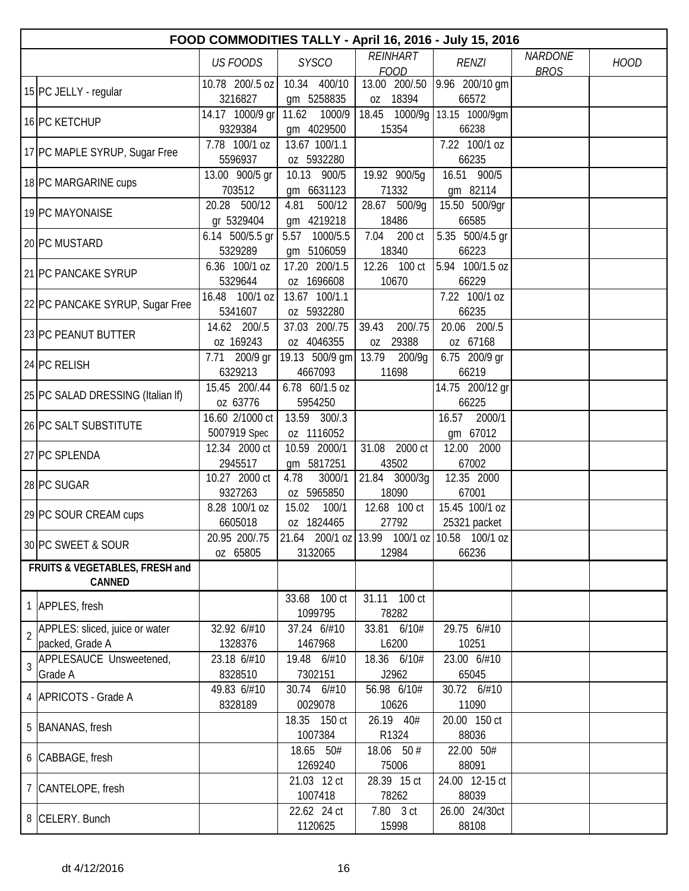| FOOD COMMODITIES TALLY - April 16, 2016 - July 15, 2016 | | | | | | | |
|---|---|---|---|---|---|---|---|
| | | US FOODS | SYSCO | REINHART FOOD | RENZI | NARDONE BROS | HOOD |
| 15 | PC JELLY - regular | 10.78 200/.5 oz 3216827 | 10.34 400/10 gm 5258835 | 13.00 200/.50 oz 18394 | 9.96 200/10 gm 66572 | | |
| 16 | PC KETCHUP | 14.17 1000/9 gr 9329384 | 11.62 1000/9 gm 4029500 | 18.45 1000/9g 15354 | 13.15 1000/9gm 66238 | | |
| 17 | PC MAPLE SYRUP, Sugar Free | 7.78 100/1 oz 5596937 | 13.67 100/1.1 oz 5932280 | | 7.22 100/1 oz 66235 | | |
| 18 | PC MARGARINE cups | 13.00 900/5 gr 703512 | 10.13 900/5 gm 6631123 | 19.92 900/5g 71332 | 16.51 900/5 gm 82114 | | |
| 19 | PC MAYONAISE | 20.28 500/12 gr 5329404 | 4.81 500/12 gm 4219218 | 28.67 500/9g 18486 | 15.50 500/9gr 66585 | | |
| 20 | PC MUSTARD | 6.14 500/5.5 gr 5329289 | 5.57 1000/5.5 gm 5106059 | 7.04 200 ct 18340 | 5.35 500/4.5 gr 66223 | | |
| 21 | PC PANCAKE SYRUP | 6.36 100/1 oz 5329644 | 17.20 200/1.5 oz 1696608 | 12.26 100 ct 10670 | 5.94 100/1.5 oz 66229 | | |
| 22 | PC PANCAKE SYRUP, Sugar Free | 16.48 100/1 oz 5341607 | 13.67 100/1.1 oz 5932280 | | 7.22 100/1 oz 66235 | | |
| 23 | PC PEANUT BUTTER | 14.62 200/.5 oz 169243 | 37.03 200/.75 oz 4046355 | 39.43 200/.75 oz 29388 | 20.06 200/.5 oz 67168 | | |
| 24 | PC RELISH | 7.71 200/9 gr 6329213 | 19.13 500/9 gm 4667093 | 13.79 200/9g 11698 | 6.75 200/9 gr 66219 | | |
| 25 | PC SALAD DRESSING (Italian lf) | 15.45 200/.44 oz 63776 | 6.78 60/1.5 oz 5954250 | | 14.75 200/12 gr 66225 | | |
| 26 | PC SALT SUBSTITUTE | 16.60 2/1000 ct 5007919 Spec | 13.59 300/.3 oz 1116052 | | 16.57 2000/1 gm 67012 | | |
| 27 | PC SPLENDA | 12.34 2000 ct 2945517 | 10.59 2000/1 gm 5817251 | 31.08 2000 ct 43502 | 12.00 2000 67002 | | |
| 28 | PC SUGAR | 10.27 2000 ct 9327263 | 4.78 3000/1 oz 5965850 | 21.84 3000/3g 18090 | 12.35 2000 67001 | | |
| 29 | PC SOUR CREAM cups | 8.28 100/1 oz 6605018 | 15.02 100/1 oz 1824465 | 12.68 100 ct 27792 | 15.45 100/1 oz 25321 packet | | |
| 30 | PC SWEET & SOUR | 20.95 200/.75 oz 65805 | 21.64 200/1 oz 3132065 | 13.99 100/1 oz 12984 | 10.58 100/1 oz 66236 | | |
| **FRUITS & VEGETABLES, FRESH and CANNED** | | | | | | | |
| 1 | APPLES, fresh | | 33.68 100 ct 1099795 | 31.11 100 ct 78282 | | | |
| 2 | APPLES: sliced, juice or water packed, Grade A | 32.92 6/#10 1328376 | 37.24 6/#10 1467968 | 33.81 6/10# L6200 | 29.75 6/#10 10251 | | |
| 3 | APPLESAUCE Unsweetened, Grade A | 23.18 6/#10 8328510 | 19.48 6/#10 7302151 | 18.36 6/10# J2962 | 23.00 6/#10 65045 | | |
| 4 | APRICOTS - Grade A | 49.83 6/#10 8328189 | 30.74 6/#10 0029078 | 56.98 6/10# 10626 | 30.72 6/#10 11090 | | |
| 5 | BANANAS, fresh | | 18.35 150 ct 1007384 | 26.19 40# R1324 | 20.00 150 ct 88036 | | |
| 6 | CABBAGE, fresh | | 18.65 50# 1269240 | 18.06 50 # 75006 | 22.00 50# 88091 | | |
| 7 | CANTELOPE, fresh | | 21.03 12 ct 1007418 | 28.39 15 ct 78262 | 24.00 12-15 ct 88039 | | |
| 8 | CELERY. Bunch | | 22.62 24 ct 1120625 | 7.80 3 ct 15998 | 26.00 24/30ct 88108 | | |

dt 4/12/2016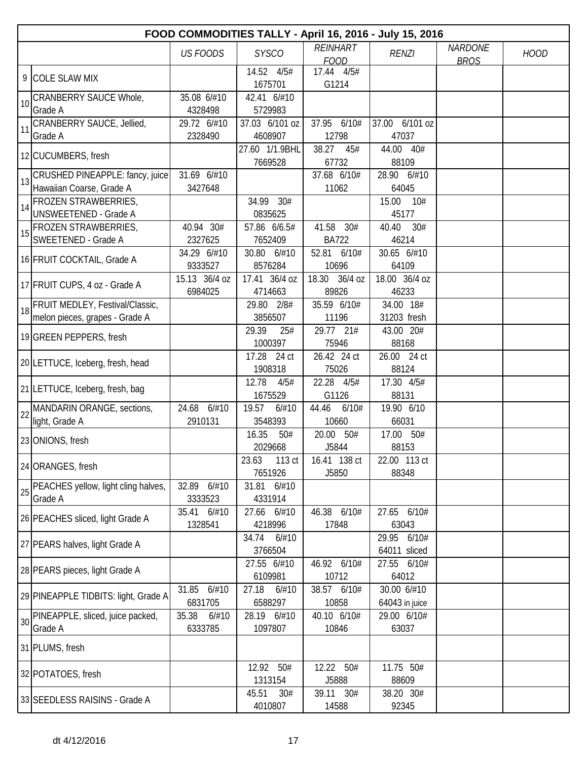| | FOOD COMMODITIES TALLY - April 16, 2016 - July 15, 2016 | | | | | | |
|---|---|---|---|---|---|---|---|
| | | *US FOODS* | *SYSCO* | *REINHART FOOD* | *RENZI* | *NARDONE BROS* | *HOOD* |
| 9 | COLE SLAW MIX | | 14.52 4/5# 1675701 | 17.44 4/5# G1214 | | | |
| 10 | CRANBERRY SAUCE Whole, Grade A | 35.08 6/#10 4328498 | 42.41 6/#10 5729983 | | | | |
| 11 | CRANBERRY SAUCE, Jellied, Grade A | 29.72 6/#10 2328490 | 37.03 6/101 oz 4608907 | 37.95 6/10# 12798 | 37.00 6/101 oz 47037 | | |
| 12 | CUCUMBERS, fresh | | 27.60 1/1.9BHL 7669528 | 38.27 45# 67732 | 44.00 40# 88109 | | |
| 13 | CRUSHED PINEAPPLE: fancy, juice Hawaiian Coarse, Grade A | 31.69 6/#10 3427648 | | 37.68 6/10# 11062 | 28.90 6/#10 64045 | | |
| 14 | FROZEN STRAWBERRIES, UNSWEETENED - Grade A | | 34.99 30# 0835625 | | 15.00 10# 45177 | | |
| 15 | FROZEN STRAWBERRIES, SWEETENED - Grade A | 40.94 30# 2327625 | 57.86 6/6.5# 7652409 | 41.58 30# BA722 | 40.40 30# 46214 | | |
| 16 | FRUIT COCKTAIL, Grade A | 34.29 6/#10 9333527 | 30.80 6/#10 8576284 | 52.81 6/10# 10696 | 30.65 6/#10 64109 | | |
| 17 | FRUIT CUPS, 4 oz - Grade A | 15.13 36/4 oz 6984025 | 17.41 36/4 oz 4714663 | 18.30 36/4 oz 89826 | 18.00 36/4 oz 46233 | | |
| 18 | FRUIT MEDLEY, Festival/Classic, melon pieces, grapes - Grade A | | 29.80 2/8# 3856507 | 35.59 6/10# 11196 | 34.00 18# 31203 fresh | | |
| 19 | GREEN PEPPERS, fresh | | 29.39 25# 1000397 | 29.77 21# 75946 | 43.00 20# 88168 | | |
| 20 | LETTUCE, Iceberg, fresh, head | | 17.28 24 ct 1908318 | 26.42 24 ct 75026 | 26.00 24 ct 88124 | | |
| 21 | LETTUCE, Iceberg, fresh, bag | | 12.78 4/5# 1675529 | 22.28 4/5# G1126 | 17.30 4/5# 88131 | | |
| 22 | MANDARIN ORANGE, sections, light, Grade A | 24.68 6/#10 2910131 | 19.57 6/#10 3548393 | 44.46 6/10# 10660 | 19.90 6/10 66031 | | |
| 23 | ONIONS, fresh | | 16.35 50# 2029668 | 20.00 50# J5844 | 17.00 50# 88153 | | |
| 24 | ORANGES, fresh | | 23.63 113 ct 7651926 | 16.41 138 ct J5850 | 22.00 113 ct 88348 | | |
| 25 | PEACHES yellow, light cling halves, Grade A | 32.89 6/#10 3333523 | 31.81 6/#10 4331914 | | | | |
| 26 | PEACHES sliced, light Grade A | 35.41 6/#10 1328541 | 27.66 6/#10 4218996 | 46.38 6/10# 17848 | 27.65 6/10# 63043 | | |
| 27 | PEARS halves, light Grade A | | 34.74 6/#10 3766504 | | 29.95 6/10# 64011 sliced | | |
| 28 | PEARS pieces, light Grade A | | 27.55 6/#10 6109981 | 46.92 6/10# 10712 | 27.55 6/10# 64012 | | |
| 29 | PINEAPPLE TIDBITS: light, Grade A | 31.85 6/#10 6831705 | 27.18 6/#10 6588297 | 38.57 6/10# 10858 | 30.00 6/#10 64043 in juice | | |
| 30 | PINEAPPLE, sliced, juice packed, Grade A | 35.38 6/#10 6333785 | 28.19 6/#10 1097807 | 40.10 6/10# 10846 | 29.00 6/10# 63037 | | |
| 31 | PLUMS, fresh | | | | | | |
| 32 | POTATOES, fresh | | 12.92 50# 1313154 | 12.22 50# J5888 | 11.75 50# 88609 | | |
| 33 | SEEDLESS RAISINS - Grade A | | 45.51 30# 4010807 | 39.11 30# 14588 | 38.20 30# 92345 | | |

dt 4/12/2016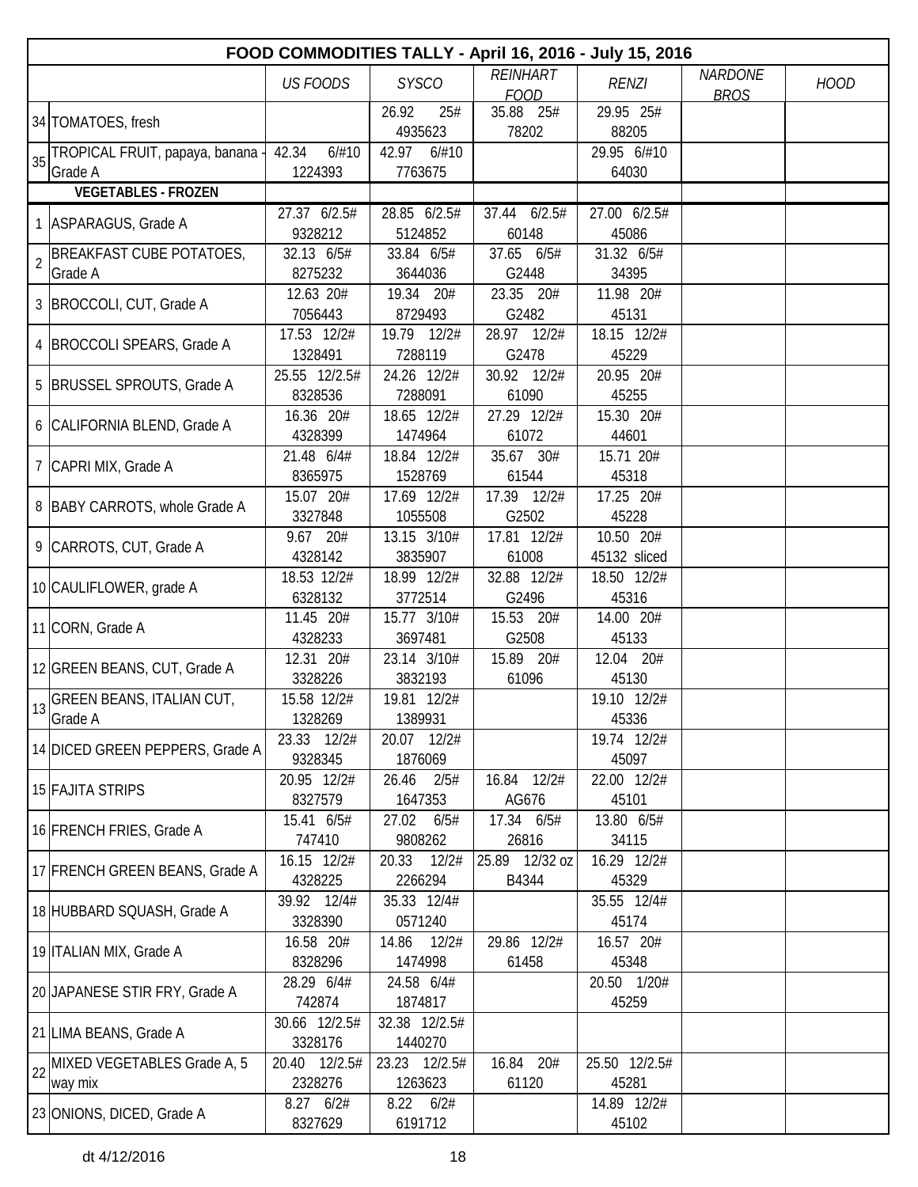| FOOD COMMODITIES TALLY - April 16, 2016 - July 15, 2016 | | | | | | | |
|---|---|---|---|---|---|---|---|
| | | US FOODS | SYSCO | REINHART FOOD | RENZI | NARDONE BROS | HOOD |
| 34 | TOMATOES, fresh | | 26.92 25# 4935623 | 35.88 25# 78202 | 29.95 25# 88205 | | |
| 35 | TROPICAL FRUIT, papaya, banana - Grade A | 42.34 6/#10 1224393 | 42.97 6/#10 7763675 | | 29.95 6/#10 64030 | | |
| | **VEGETABLES - FROZEN** | | | | | | |
| 1 | ASPARAGUS, Grade A | 27.37 6/2.5# 9328212 | 28.85 6/2.5# 5124852 | 37.44 6/2.5# 60148 | 27.00 6/2.5# 45086 | | |
| 2 | BREAKFAST CUBE POTATOES, Grade A | 32.13 6/5# 8275232 | 33.84 6/5# 3644036 | 37.65 6/5# G2448 | 31.32 6/5# 34395 | | |
| 3 | BROCCOLI, CUT, Grade A | 12.63 20# 7056443 | 19.34 20# 8729493 | 23.35 20# G2482 | 11.98 20# 45131 | | |
| 4 | BROCCOLI SPEARS, Grade A | 17.53 12/2# 1328491 | 19.79 12/2# 7288119 | 28.97 12/2# G2478 | 18.15 12/2# 45229 | | |
| 5 | BRUSSEL SPROUTS, Grade A | 25.55 12/2.5# 8328536 | 24.26 12/2# 7288091 | 30.92 12/2# 61090 | 20.95 20# 45255 | | |
| 6 | CALIFORNIA BLEND, Grade A | 16.36 20# 4328399 | 18.65 12/2# 1474964 | 27.29 12/2# 61072 | 15.30 20# 44601 | | |
| 7 | CAPRI MIX, Grade A | 21.48 6/4# 8365975 | 18.84 12/2# 1528769 | 35.67 30# 61544 | 15.71 20# 45318 | | |
| 8 | BABY CARROTS, whole Grade A | 15.07 20# 3327848 | 17.69 12/2# 1055508 | 17.39 12/2# G2502 | 17.25 20# 45228 | | |
| 9 | CARROTS, CUT, Grade A | 9.67 20# 4328142 | 13.15 3/10# 3835907 | 17.81 12/2# 61008 | 10.50 20# 45132 sliced | | |
| 10 | CAULIFLOWER, grade A | 18.53 12/2# 6328132 | 18.99 12/2# 3772514 | 32.88 12/2# G2496 | 18.50 12/2# 45316 | | |
| 11 | CORN, Grade A | 11.45 20# 4328233 | 15.77 3/10# 3697481 | 15.53 20# G2508 | 14.00 20# 45133 | | |
| 12 | GREEN BEANS, CUT, Grade A | 12.31 20# 3328226 | 23.14 3/10# 3832193 | 15.89 20# 61096 | 12.04 20# 45130 | | |
| 13 | GREEN BEANS, ITALIAN CUT, Grade A | 15.58 12/2# 1328269 | 19.81 12/2# 1389931 | | 19.10 12/2# 45336 | | |
| 14 | DICED GREEN PEPPERS, Grade A | 23.33 12/2# 9328345 | 20.07 12/2# 1876069 | | 19.74 12/2# 45097 | | |
| 15 | FAJITA STRIPS | 20.95 12/2# 8327579 | 26.46 2/5# 1647353 | 16.84 12/2# AG676 | 22.00 12/2# 45101 | | |
| 16 | FRENCH FRIES, Grade A | 15.41 6/5# 747410 | 27.02 6/5# 9808262 | 17.34 6/5# 26816 | 13.80 6/5# 34115 | | |
| 17 | FRENCH GREEN BEANS, Grade A | 16.15 12/2# 4328225 | 20.33 12/2# 2266294 | 25.89 12/32 oz B4344 | 16.29 12/2# 45329 | | |
| 18 | HUBBARD SQUASH, Grade A | 39.92 12/4# 3328390 | 35.33 12/4# 0571240 | | 35.55 12/4# 45174 | | |
| 19 | ITALIAN MIX, Grade A | 16.58 20# 8328296 | 14.86 12/2# 1474998 | 29.86 12/2# 61458 | 16.57 20# 45348 | | |
| 20 | JAPANESE STIR FRY, Grade A | 28.29 6/4# 742874 | 24.58 6/4# 1874817 | | 20.50 1/20# 45259 | | |
| 21 | LIMA BEANS, Grade A | 30.66 12/2.5# 3328176 | 32.38 12/2.5# 1440270 | | | | |
| 22 | MIXED VEGETABLES Grade A, 5 way mix | 20.40 12/2.5# 2328276 | 23.23 12/2.5# 1263623 | 16.84 20# 61120 | 25.50 12/2.5# 45281 | | |
| 23 | ONIONS, DICED, Grade A | 8.27 6/2# 8327629 | 8.22 6/2# 6191712 | | 14.89 12/2# 45102 | | |

dt 4/12/2016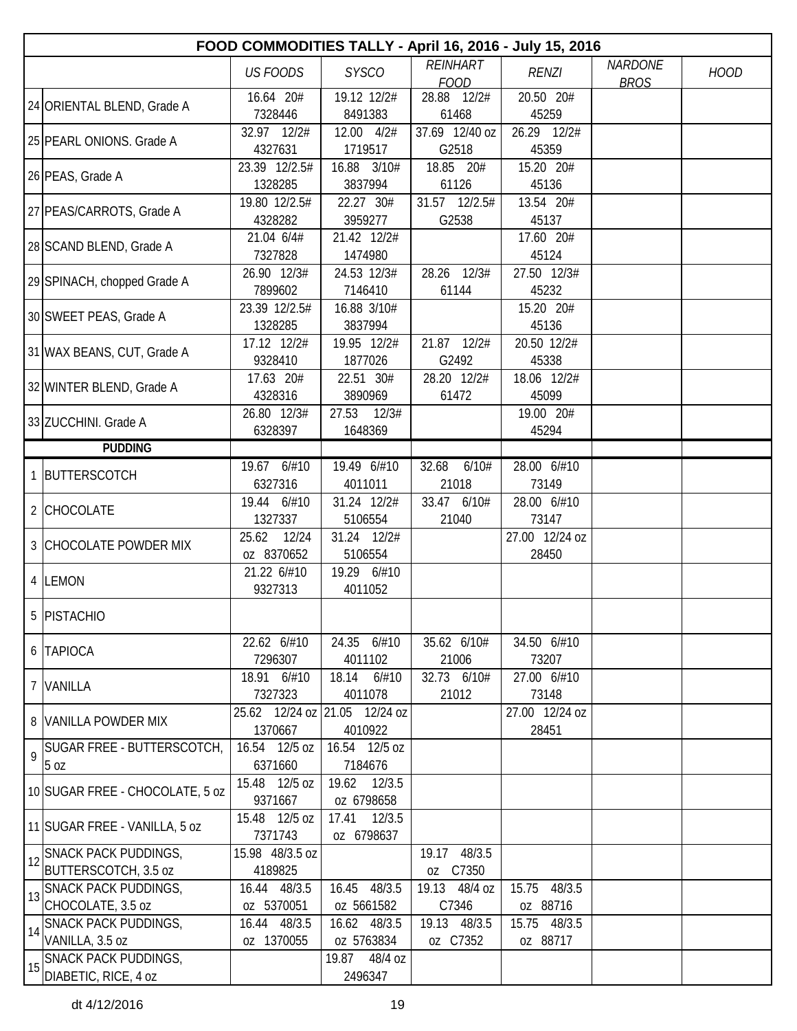# FOOD COMMODITIES TALLY - April 16, 2016 - July 15, 2016

| | | US FOODS | SYSCO | REINHART FOOD | RENZI | NARDONE BROS | HOOD |
|---|---|---|---|---|---|---|---|
| 24 | ORIENTAL BLEND, Grade A | 16.64 20# 7328446 | 19.12 12/2# 8491383 | 28.88 12/2# 61468 | 20.50 20# 45259 | | |
| 25 | PEARL ONIONS. Grade A | 32.97 12/2# 4327631 | 12.00 4/2# 1719517 | 37.69 12/40 oz G2518 | 26.29 12/2# 45359 | | |
| 26 | PEAS, Grade A | 23.39 12/2.5# 1328285 | 16.88 3/10# 3837994 | 18.85 20# 61126 | 15.20 20# 45136 | | |
| 27 | PEAS/CARROTS, Grade A | 19.80 12/2.5# 4328282 | 22.27 30# 3959277 | 31.57 12/2.5# G2538 | 13.54 20# 45137 | | |
| 28 | SCAND BLEND, Grade A | 21.04 6/4# 7327828 | 21.42 12/2# 1474980 | | 17.60 20# 45124 | | |
| 29 | SPINACH, chopped Grade A | 26.90 12/3# 7899602 | 24.53 12/3# 7146410 | 28.26 12/3# 61144 | 27.50 12/3# 45232 | | |
| 30 | SWEET PEAS, Grade A | 23.39 12/2.5# 1328285 | 16.88 3/10# 3837994 | | 15.20 20# 45136 | | |
| 31 | WAX BEANS, CUT, Grade A | 17.12 12/2# 9328410 | 19.95 12/2# 1877026 | 21.87 12/2# G2492 | 20.50 12/2# 45338 | | |
| 32 | WINTER BLEND, Grade A | 17.63 20# 4328316 | 22.51 30# 3890969 | 28.20 12/2# 61472 | 18.06 12/2# 45099 | | |
| 33 | ZUCCHINI. Grade A | 26.80 12/3# 6328397 | 27.53 12/3# 1648369 | | 19.00 20# 45294 | | |
| | **PUDDING** | | | | | | |
| 1 | BUTTERSCOTCH | 19.67 6/#10 6327316 | 19.49 6/#10 4011011 | 32.68 6/10# 21018 | 28.00 6/#10 73149 | | |
| 2 | CHOCOLATE | 19.44 6/#10 1327337 | 31.24 12/2# 5106554 | 33.47 6/10# 21040 | 28.00 6/#10 73147 | | |
| 3 | CHOCOLATE POWDER MIX | 25.62 12/24 oz 8370652 | 31.24 12/2# 5106554 | | 27.00 12/24 oz 28450 | | |
| 4 | LEMON | 21.22 6/#10 9327313 | 19.29 6/#10 4011052 | | | | |
| 5 | PISTACHIO | | | | | | |
| 6 | TAPIOCA | 22.62 6/#10 7296307 | 24.35 6/#10 4011102 | 35.62 6/10# 21006 | 34.50 6/#10 73207 | | |
| 7 | VANILLA | 18.91 6/#10 7327323 | 18.14 6/#10 4011078 | 32.73 6/10# 21012 | 27.00 6/#10 73148 | | |
| 8 | VANILLA POWDER MIX | 25.62 12/24 oz 1370667 | 21.05 12/24 oz 4010922 | | 27.00 12/24 oz 28451 | | |
| 9 | SUGAR FREE - BUTTERSCOTCH, 5 oz | 16.54 12/5 oz 6371660 | 16.54 12/5 oz 7184676 | | | | |
| 10 | SUGAR FREE - CHOCOLATE, 5 oz | 15.48 12/5 oz 9371667 | 19.62 12/3.5 oz 6798658 | | | | |
| 11 | SUGAR FREE - VANILLA, 5 oz | 15.48 12/5 oz 7371743 | 17.41 12/3.5 oz 6798637 | | | | |
| 12 | SNACK PACK PUDDINGS, BUTTERSCOTCH, 3.5 oz | 15.98 48/3.5 oz 4189825 | | 19.17 48/3.5 oz C7350 | | | |
| 13 | SNACK PACK PUDDINGS, CHOCOLATE, 3.5 oz | 16.44 48/3.5 oz 5370051 | 16.45 48/3.5 oz 5661582 | 19.13 48/4 oz C7346 | 15.75 48/3.5 oz 88716 | | |
| 14 | SNACK PACK PUDDINGS, VANILLA, 3.5 oz | 16.44 48/3.5 oz 1370055 | 16.62 48/3.5 oz 5763834 | 19.13 48/3.5 oz C7352 | 15.75 48/3.5 oz 88717 | | |
| 15 | SNACK PACK PUDDINGS, DIABETIC, RICE, 4 oz | | 19.87 48/4 oz 2496347 | | | | |

dt 4/12/2016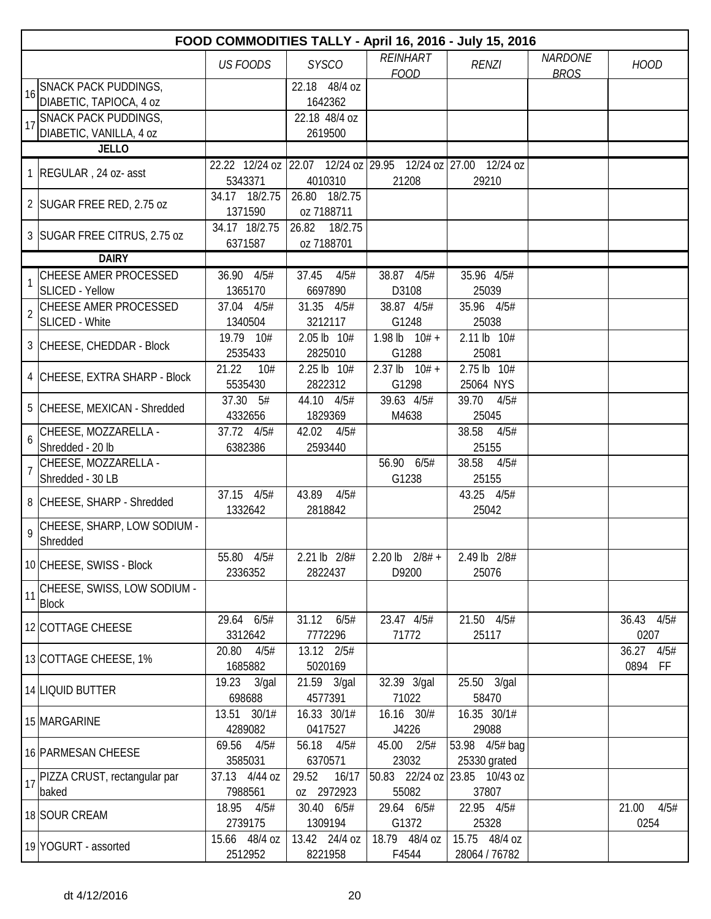| | FOOD COMMODITIES TALLY - April 16, 2016 - July 15, 2016 | | | | | | |
|---|---|---|---|---|---|---|---|
| | | *US FOODS* | *SYSCO* | *REINHART FOOD* | *RENZI* | *NARDONE BROS* | *HOOD* |
| 16 | SNACK PACK PUDDINGS, DIABETIC, TAPIOCA, 4 oz | | 22.18 48/4 oz 1642362 | | | | |
| 17 | SNACK PACK PUDDINGS, DIABETIC, VANILLA, 4 oz | | 22.18 48/4 oz 2619500 | | | | |
| | **JELLO** | | | | | | |
| 1 | REGULAR , 24 oz- asst | 22.22 12/24 oz 5343371 | 22.07 12/24 oz 4010310 | 29.95 12/24 oz 21208 | 27.00 12/24 oz 29210 | | |
| 2 | SUGAR FREE RED, 2.75 oz | 34.17 18/2.75 1371590 | 26.80 18/2.75 oz 7188711 | | | | |
| 3 | SUGAR FREE CITRUS, 2.75 oz | 34.17 18/2.75 6371587 | 26.82 18/2.75 oz 7188701 | | | | |
| | **DAIRY** | | | | | | |
| 1 | CHEESE AMER PROCESSED SLICED - Yellow | 36.90 4/5# 1365170 | 37.45 4/5# 6697890 | 38.87 4/5# D3108 | 35.96 4/5# 25039 | | |
| 2 | CHEESE AMER PROCESSED SLICED - White | 37.04 4/5# 1340504 | 31.35 4/5# 3212117 | 38.87 4/5# G1248 | 35.96 4/5# 25038 | | |
| 3 | CHEESE, CHEDDAR - Block | 19.79 10# 2535433 | 2.05 lb 10# 2825010 | 1.98 lb 10# + G1288 | 2.11 lb 10# 25081 | | |
| 4 | CHEESE, EXTRA SHARP - Block | 21.22 10# 5535430 | 2.25 lb 10# 2822312 | 2.37 lb 10# + G1298 | 2.75 lb 10# 25064 NYS | | |
| 5 | CHEESE, MEXICAN - Shredded | 37.30 5# 4332656 | 44.10 4/5# 1829369 | 39.63 4/5# M4638 | 39.70 4/5# 25045 | | |
| 6 | CHEESE, MOZZARELLA - Shredded - 20 lb | 37.72 4/5# 6382386 | 42.02 4/5# 2593440 | | 38.58 4/5# 25155 | | |
| 7 | CHEESE, MOZZARELLA - Shredded - 30 LB | | | 56.90 6/5# G1238 | 38.58 4/5# 25155 | | |
| 8 | CHEESE, SHARP - Shredded | 37.15 4/5# 1332642 | 43.89 4/5# 2818842 | | 43.25 4/5# 25042 | | |
| 9 | CHEESE, SHARP, LOW SODIUM - Shredded | | | | | | |
| 10 | CHEESE, SWISS - Block | 55.80 4/5# 2336352 | 2.21 lb 2/8# 2822437 | 2.20 lb 2/8# + D9200 | 2.49 lb 2/8# 25076 | | |
| 11 | CHEESE, SWISS, LOW SODIUM - Block | | | | | | |
| 12 | COTTAGE CHEESE | 29.64 6/5# 3312642 | 31.12 6/5# 7772296 | 23.47 4/5# 71772 | 21.50 4/5# 25117 | | 36.43 4/5# 0207 |
| 13 | COTTAGE CHEESE, 1% | 20.80 4/5# 1685882 | 13.12 2/5# 5020169 | | | | 36.27 4/5# 0894 FF |
| 14 | LIQUID BUTTER | 19.23 3/gal 698688 | 21.59 3/gal 4577391 | 32.39 3/gal 71022 | 25.50 3/gal 58470 | | |
| 15 | MARGARINE | 13.51 30/1# 4289082 | 16.33 30/1# 0417527 | 16.16 30/# J4226 | 16.35 30/1# 29088 | | |
| 16 | PARMESAN CHEESE | 69.56 4/5# 3585031 | 56.18 4/5# 6370571 | 45.00 2/5# 23032 | 53.98 4/5# bag 25330 grated | | |
| 17 | PIZZA CRUST, rectangular par baked | 37.13 4/44 oz 7988561 | 29.52 16/17 oz 2972923 | 50.83 22/24 oz 55082 | 23.85 10/43 oz 37807 | | |
| 18 | SOUR CREAM | 18.95 4/5# 2739175 | 30.40 6/5# 1309194 | 29.64 6/5# G1372 | 22.95 4/5# 25328 | | 21.00 4/5# 0254 |
| 19 | YOGURT - assorted | 15.66 48/4 oz 2512952 | 13.42 24/4 oz 8221958 | 18.79 48/4 oz F4544 | 15.75 48/4 oz 28064 / 76782 | | |

dt 4/12/2016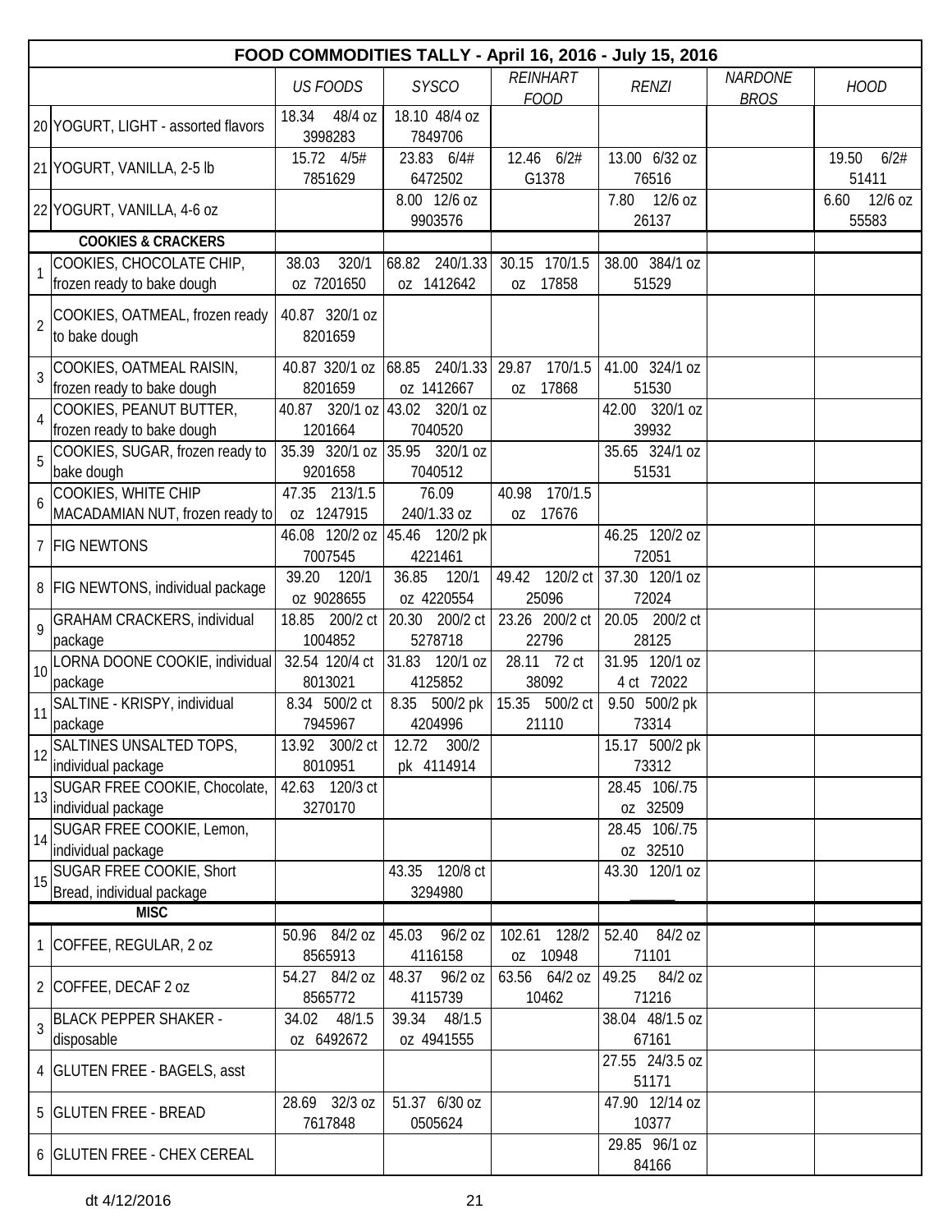# FOOD COMMODITIES TALLY - April 16, 2016 - July 15, 2016

| # | Item | US FOODS | SYSCO | REINHART FOOD | RENZI | NARDONE BROS | HOOD |
|---|---|---|---|---|---|---|---|
| 20 | YOGURT, LIGHT - assorted flavors | 18.34 48/4 oz 3998283 | 18.10 48/4 oz 7849706 | | | | |
| 21 | YOGURT, VANILLA, 2-5 lb | 15.72 4/5# 7851629 | 23.83 6/4# 6472502 | 12.46 6/2# G1378 | 13.00 6/32 oz 76516 | | 19.50 6/2# 51411 |
| 22 | YOGURT, VANILLA, 4-6 oz | | 8.00 12/6 oz 9903576 | | 7.80 12/6 oz 26137 | | 6.60 12/6 oz 55583 |
| | **COOKIES & CRACKERS** | | | | | | |
| 1 | COOKIES, CHOCOLATE CHIP, frozen ready to bake dough | 38.03 320/1 oz 7201650 | 68.82 240/1.33 oz 1412642 | 30.15 170/1.5 oz 17858 | 38.00 384/1 oz 51529 | | |
| 2 | COOKIES, OATMEAL, frozen ready to bake dough | 40.87 320/1 oz 8201659 | | | | | |
| 3 | COOKIES, OATMEAL RAISIN, frozen ready to bake dough | 40.87 320/1 oz 8201659 | 68.85 240/1.33 oz 1412667 | 29.87 170/1.5 oz 17868 | 41.00 324/1 oz 51530 | | |
| 4 | COOKIES, PEANUT BUTTER, frozen ready to bake dough | 40.87 320/1 oz 1201664 | 43.02 320/1 oz 7040520 | | 42.00 320/1 oz 39932 | | |
| 5 | COOKIES, SUGAR, frozen ready to bake dough | 35.39 320/1 oz 9201658 | 35.95 320/1 oz 7040512 | | 35.65 324/1 oz 51531 | | |
| 6 | COOKIES, WHITE CHIP MACADAMIAN NUT, frozen ready to | 47.35 213/1.5 oz 1247915 | 76.09 240/1.33 oz | 40.98 170/1.5 oz 17676 | | | |
| 7 | FIG NEWTONS | 46.08 120/2 oz 7007545 | 45.46 120/2 pk 4221461 | | 46.25 120/2 oz 72051 | | |
| 8 | FIG NEWTONS, individual package | 39.20 120/1 oz 9028655 | 36.85 120/1 oz 4220554 | 49.42 120/2 ct 25096 | 37.30 120/1 oz 72024 | | |
| 9 | GRAHAM CRACKERS, individual package | 18.85 200/2 ct 1004852 | 20.30 200/2 ct 5278718 | 23.26 200/2 ct 22796 | 20.05 200/2 ct 28125 | | |
| 10 | LORNA DOONE COOKIE, individual package | 32.54 120/4 ct 8013021 | 31.83 120/1 oz 4125852 | 28.11 72 ct 38092 | 31.95 120/1 oz 4 ct 72022 | | |
| 11 | SALTINE - KRISPY, individual package | 8.34 500/2 ct 7945967 | 8.35 500/2 pk 4204996 | 15.35 500/2 ct 21110 | 9.50 500/2 pk 73314 | | |
| 12 | SALTINES UNSALTED TOPS, individual package | 13.92 300/2 ct 8010951 | 12.72 300/2 pk 4114914 | | 15.17 500/2 pk 73312 | | |
| 13 | SUGAR FREE COOKIE, Chocolate, individual package | 42.63 120/3 ct 3270170 | | | 28.45 106/.75 oz 32509 | | |
| 14 | SUGAR FREE COOKIE, Lemon, individual package | | | | 28.45 106/.75 oz 32510 | | |
| 15 | SUGAR FREE COOKIE, Short Bread, individual package | | 43.35 120/8 ct 3294980 | | 43.30 120/1 oz | | |
| | **MISC** | | | | | | |
| 1 | COFFEE, REGULAR, 2 oz | 50.96 84/2 oz 8565913 | 45.03 96/2 oz 4116158 | 102.61 128/2 oz 10948 | 52.40 84/2 oz 71101 | | |
| 2 | COFFEE, DECAF 2 oz | 54.27 84/2 oz 8565772 | 48.37 96/2 oz 4115739 | 63.56 64/2 oz 10462 | 49.25 84/2 oz 71216 | | |
| 3 | BLACK PEPPER SHAKER - disposable | 34.02 48/1.5 oz 6492672 | 39.34 48/1.5 oz 4941555 | | 38.04 48/1.5 oz 67161 | | |
| 4 | GLUTEN FREE - BAGELS, asst | | | | 27.55 24/3.5 oz 51171 | | |
| 5 | GLUTEN FREE - BREAD | 28.69 32/3 oz 7617848 | 51.37 6/30 oz 0505624 | | 47.90 12/14 oz 10377 | | |
| 6 | GLUTEN FREE - CHEX CEREAL | | | | 29.85 96/1 oz 84166 | | |

dt 4/12/2016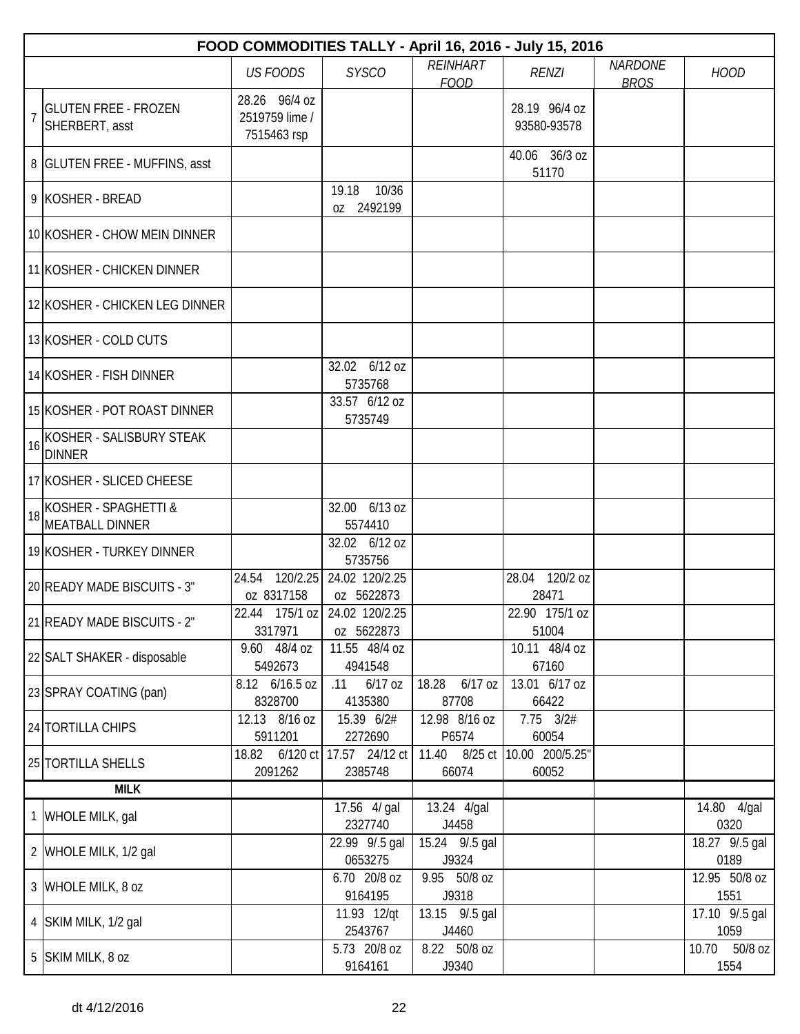| | FOOD COMMODITIES TALLY - April 16, 2016 - July 15, 2016 | | | | | | |
|---|---|---|---|---|---|---|---|
| | | *US FOODS* | *SYSCO* | *REINHART FOOD* | *RENZI* | *NARDONE BROS* | *HOOD* |
| 7 | GLUTEN FREE - FROZEN SHERBERT, asst | 28.26 96/4 oz 2519759 lime / 7515463 rsp | | | 28.19 96/4 oz 93580-93578 | | |
| 8 | GLUTEN FREE - MUFFINS, asst | | | | 40.06 36/3 oz 51170 | | |
| 9 | KOSHER - BREAD | | 19.18 10/36 oz 2492199 | | | | |
| 10 | KOSHER - CHOW MEIN DINNER | | | | | | |
| 11 | KOSHER - CHICKEN DINNER | | | | | | |
| 12 | KOSHER - CHICKEN LEG DINNER | | | | | | |
| 13 | KOSHER - COLD CUTS | | | | | | |
| 14 | KOSHER - FISH DINNER | | 32.02 6/12 oz 5735768 | | | | |
| 15 | KOSHER - POT ROAST DINNER | | 33.57 6/12 oz 5735749 | | | | |
| 16 | KOSHER - SALISBURY STEAK DINNER | | | | | | |
| 17 | KOSHER - SLICED CHEESE | | | | | | |
| 18 | KOSHER - SPAGHETTI & MEATBALL DINNER | | 32.00 6/13 oz 5574410 | | | | |
| 19 | KOSHER - TURKEY DINNER | | 32.02 6/12 oz 5735756 | | | | |
| 20 | READY MADE BISCUITS - 3" | 24.54 120/2.25 oz 8317158 | 24.02 120/2.25 oz 5622873 | | 28.04 120/2 oz 28471 | | |
| 21 | READY MADE BISCUITS - 2" | 22.44 175/1 oz 3317971 | 24.02 120/2.25 oz 5622873 | | 22.90 175/1 oz 51004 | | |
| 22 | SALT SHAKER - disposable | 9.60 48/4 oz 5492673 | 11.55 48/4 oz 4941548 | | 10.11 48/4 oz 67160 | | |
| 23 | SPRAY COATING (pan) | 8.12 6/16.5 oz 8328700 | .11 6/17 oz 4135380 | 18.28 6/17 oz 87708 | 13.01 6/17 oz 66422 | | |
| 24 | TORTILLA CHIPS | 12.13 8/16 oz 5911201 | 15.39 6/2# 2272690 | 12.98 8/16 oz P6574 | 7.75 3/2# 60054 | | |
| 25 | TORTILLA SHELLS | 18.82 6/120 ct 2091262 | 17.57 24/12 ct 2385748 | 11.40 8/25 ct 66074 | 10.00 200/5.25" 60052 | | |
| | **MILK** | | | | | | |
| 1 | WHOLE MILK, gal | | 17.56 4/ gal 2327740 | 13.24 4/gal J4458 | | | 14.80 4/gal 0320 |
| 2 | WHOLE MILK, 1/2 gal | | 22.99 9/.5 gal 0653275 | 15.24 9/.5 gal J9324 | | | 18.27 9/.5 gal 0189 |
| 3 | WHOLE MILK, 8 oz | | 6.70 20/8 oz 9164195 | 9.95 50/8 oz J9318 | | | 12.95 50/8 oz 1551 |
| 4 | SKIM MILK, 1/2 gal | | 11.93 12/qt 2543767 | 13.15 9/.5 gal J4460 | | | 17.10 9/.5 gal 1059 |
| 5 | SKIM MILK, 8 oz | | 5.73 20/8 oz 9164161 | 8.22 50/8 oz J9340 | | | 10.70 50/8 oz 1554 |

dt 4/12/2016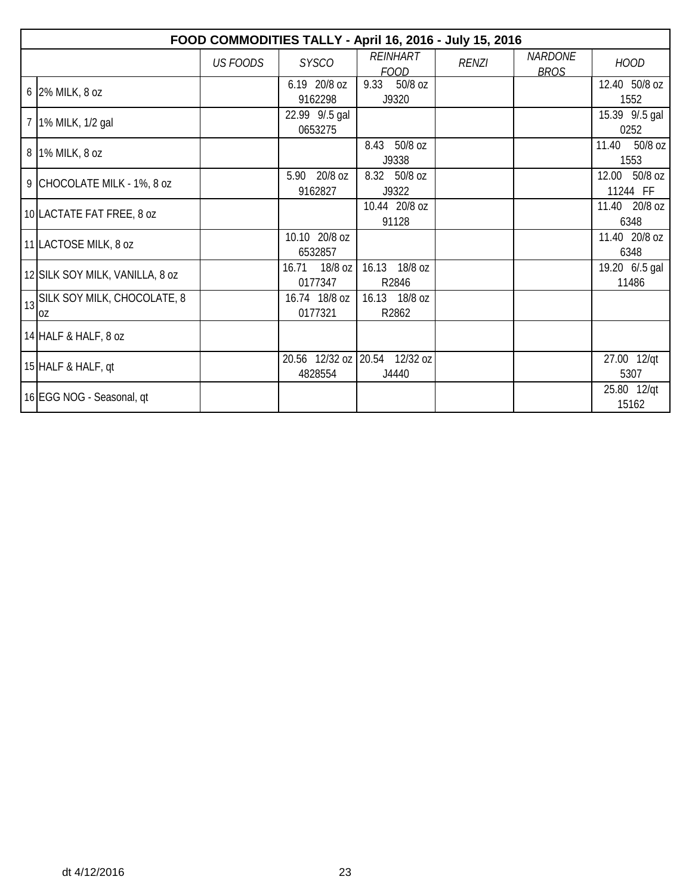| FOOD COMMODITIES TALLY - April 16, 2016 - July 15, 2016 | | | | | | | | |
|---|---|---|---|---|---|---|---|---|
| | | *US FOODS* | *SYSCO* | *REINHART FOOD* | *RENZI* | *NARDONE BROS* | *HOOD* |
| 6 | 2% MILK, 8 oz | | 6.19 20/8 oz 9162298 | 9.33 50/8 oz J9320 | | | 12.40 50/8 oz 1552 |
| 7 | 1% MILK, 1/2 gal | | 22.99 9/.5 gal 0653275 | | | | 15.39 9/.5 gal 0252 |
| 8 | 1% MILK, 8 oz | | | 8.43 50/8 oz J9338 | | | 11.40 50/8 oz 1553 |
| 9 | CHOCOLATE MILK - 1%, 8 oz | | 5.90 20/8 oz 9162827 | 8.32 50/8 oz J9322 | | | 12.00 50/8 oz 11244 FF |
| 10 | LACTATE FAT FREE, 8 oz | | | 10.44 20/8 oz 91128 | | | 11.40 20/8 oz 6348 |
| 11 | LACTOSE MILK, 8 oz | | 10.10 20/8 oz 6532857 | | | | 11.40 20/8 oz 6348 |
| 12 | SILK SOY MILK, VANILLA, 8 oz | | 16.71 18/8 oz 0177347 | 16.13 18/8 oz R2846 | | | 19.20 6/.5 gal 11486 |
| 13 | SILK SOY MILK, CHOCOLATE, 8 oz | | 16.74 18/8 oz 0177321 | 16.13 18/8 oz R2862 | | | |
| 14 | HALF & HALF, 8 oz | | | | | | |
| 15 | HALF & HALF, qt | | 20.56 12/32 oz 4828554 | 20.54 12/32 oz J4440 | | | 27.00 12/qt 5307 |
| 16 | EGG NOG - Seasonal, qt | | | | | | 25.80 12/qt 15162 |

dt 4/12/2016